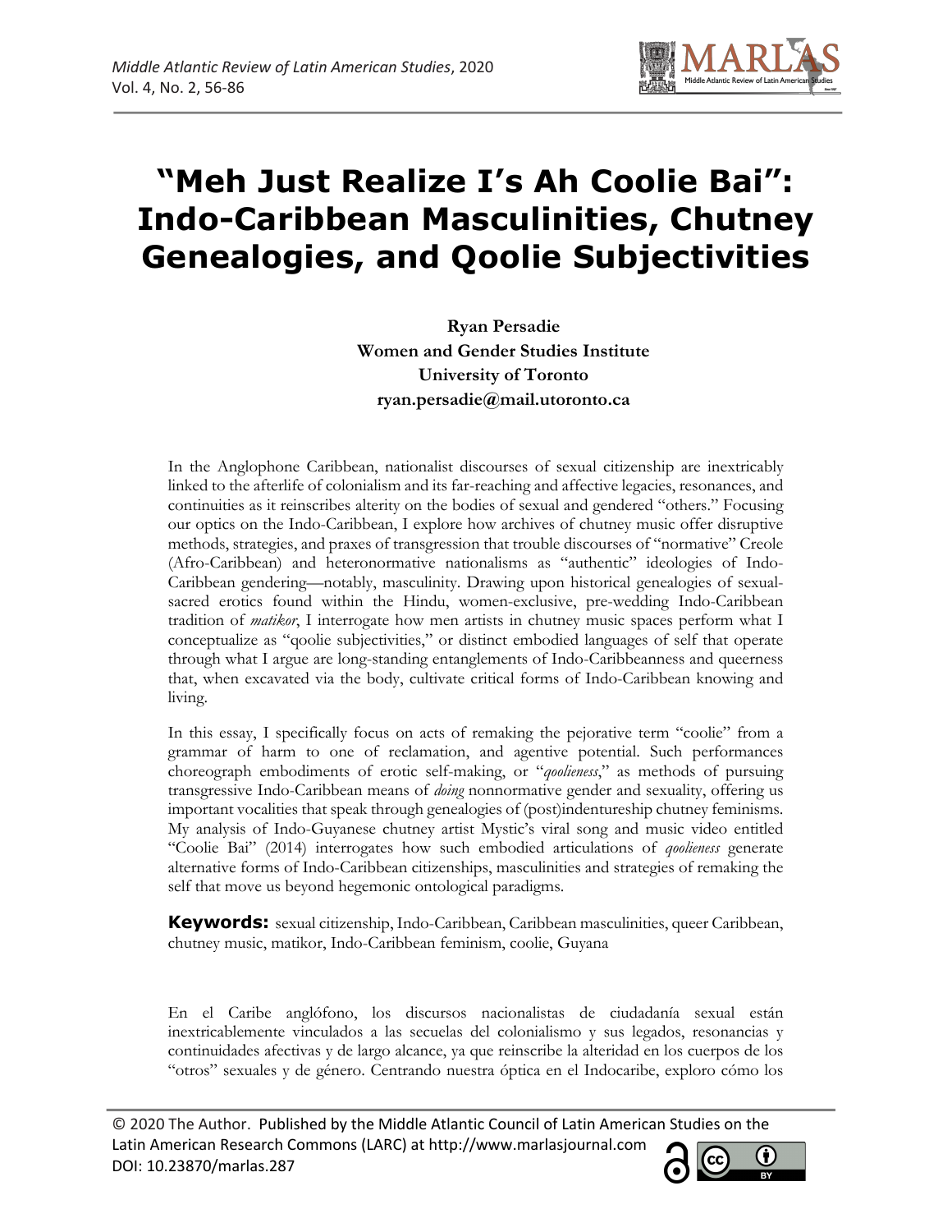# "Meh Just Realize I's Ah Coolie Bai": Indo-Caribbean Masculinities, Chutney Genealogies, and Qoolie Subjectivities

**Ryan Persadie**
**Women and Gender Studies Institute**
**University of Toronto**
**ryan.persadie@mail.utoronto.ca**

In the Anglophone Caribbean, nationalist discourses of sexual citizenship are inextricably linked to the afterlife of colonialism and its far-reaching and affective legacies, resonances, and continuities as it reinscribes alterity on the bodies of sexual and gendered "others." Focusing our optics on the Indo-Caribbean, I explore how archives of chutney music offer disruptive methods, strategies, and praxes of transgression that trouble discourses of "normative" Creole (Afro-Caribbean) and heteronormative nationalisms as "authentic" ideologies of Indo-Caribbean gendering—notably, masculinity. Drawing upon historical genealogies of sexual-sacred erotics found within the Hindu, women-exclusive, pre-wedding Indo-Caribbean tradition of *matikor*, I interrogate how men artists in chutney music spaces perform what I conceptualize as "qoolie subjectivities," or distinct embodied languages of self that operate through what I argue are long-standing entanglements of Indo-Caribbeanness and queerness that, when excavated via the body, cultivate critical forms of Indo-Caribbean knowing and living.

In this essay, I specifically focus on acts of remaking the pejorative term "coolie" from a grammar of harm to one of reclamation, and agentive potential. Such performances choreograph embodiments of erotic self-making, or "*qoolieness*," as methods of pursuing transgressive Indo-Caribbean means of *doing* nonnormative gender and sexuality, offering us important vocalities that speak through genealogies of (post)indentureship chutney feminisms. My analysis of Indo-Guyanese chutney artist Mystic's viral song and music video entitled "Coolie Bai" (2014) interrogates how such embodied articulations of *qoolieness* generate alternative forms of Indo-Caribbean citizenships, masculinities and strategies of remaking the self that move us beyond hegemonic ontological paradigms.

**Keywords:** sexual citizenship, Indo-Caribbean, Caribbean masculinities, queer Caribbean, chutney music, matikor, Indo-Caribbean feminism, coolie, Guyana

En el Caribe anglófono, los discursos nacionalistas de ciudadanía sexual están inextricablemente vinculados a las secuelas del colonialismo y sus legados, resonancias y continuidades afectivas y de largo alcance, ya que reinscribe la alteridad en los cuerpos de los "otros" sexuales y de género. Centrando nuestra óptica en el Indocaribe, exploro cómo los

© 2020 The Author. Published by the Middle Atlantic Council of Latin American Studies on the Latin American Research Commons (LARC) at http://www.marlasjournal.com
DOI: 10.23870/marlas.287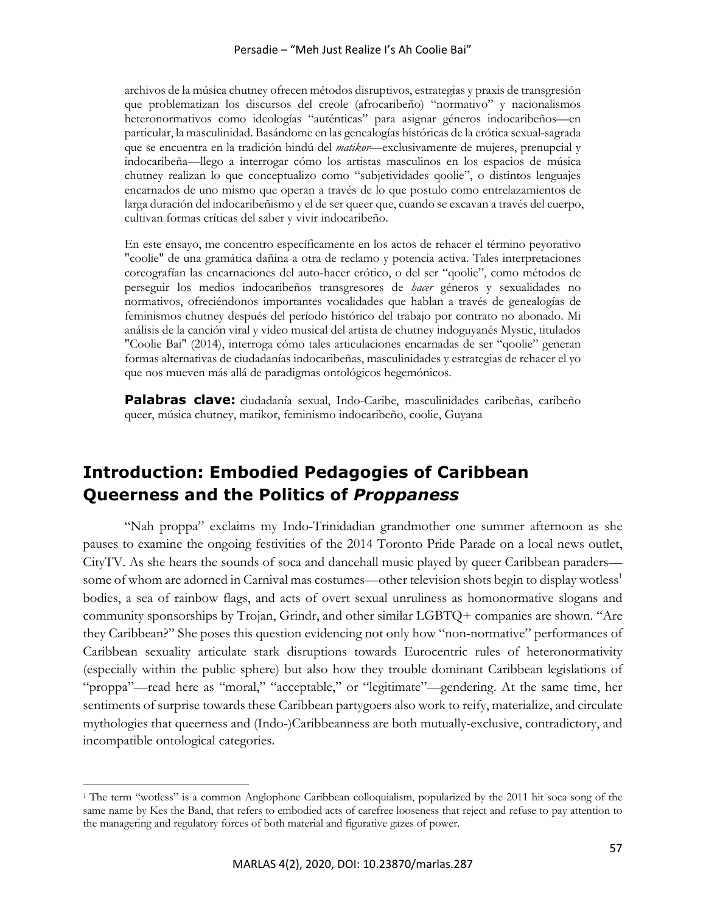archivos de la música chutney ofrecen métodos disruptivos, estrategias y praxis de transgresión que problematizan los discursos del creole (afrocaribeño) "normativo" y nacionalismos heteronormativos como ideologías "auténticas" para asignar géneros indocaribeños—en particular, la masculinidad. Basándome en las genealogías históricas de la erótica sexual-sagrada que se encuentra en la tradición hindú del *matikor*—exclusivamente de mujeres, prenupcial y indocaribeña—llego a interrogar cómo los artistas masculinos en los espacios de música chutney realizan lo que conceptualizo como "subjetividades qoolie", o distintos lenguajes encarnados de uno mismo que operan a través de lo que postulo como entrelazamientos de larga duración del indocaribeñismo y el de ser queer que, cuando se excavan a través del cuerpo, cultivan formas críticas del saber y vivir indocaribeño.

En este ensayo, me concentro específicamente en los actos de rehacer el término peyorativo "coolie" de una gramática dañina a otra de reclamo y potencia activa. Tales interpretaciones coreografían las encarnaciones del auto-hacer erótico, o del ser "qoolie", como métodos de perseguir los medios indocaribeños transgresores de *hacer* géneros y sexualidades no normativos, ofreciéndonos importantes vocalidades que hablan a través de genealogías de feminismos chutney después del período histórico del trabajo por contrato no abonado. Mi análisis de la canción viral y video musical del artista de chutney indoguyanés Mystic, titulados "Coolie Bai" (2014), interroga cómo tales articulaciones encarnadas de ser "qoolie" generan formas alternativas de ciudadanías indocaribeñas, masculinidades y estrategias de rehacer el yo que nos mueven más allá de paradigmas ontológicos hegemónicos.

**Palabras clave:** ciudadanía sexual, Indo-Caribe, masculinidades caribeñas, caribeño queer, música chutney, matikor, feminismo indocaribeño, coolie, Guyana

## Introduction: Embodied Pedagogies of Caribbean Queerness and the Politics of *Proppaness*

"Nah proppa" exclaims my Indo-Trinidadian grandmother one summer afternoon as she pauses to examine the ongoing festivities of the 2014 Toronto Pride Parade on a local news outlet, CityTV. As she hears the sounds of soca and dancehall music played by queer Caribbean paraders—some of whom are adorned in Carnival mas costumes—other television shots begin to display wotless[1] bodies, a sea of rainbow flags, and acts of overt sexual unruliness as homonormative slogans and community sponsorships by Trojan, Grindr, and other similar LGBTQ+ companies are shown. "Are they Caribbean?" She poses this question evidencing not only how "non-normative" performances of Caribbean sexuality articulate stark disruptions towards Eurocentric rules of heteronormativity (especially within the public sphere) but also how they trouble dominant Caribbean legislations of "proppa"—read here as "moral," "acceptable," or "legitimate"—gendering. At the same time, her sentiments of surprise towards these Caribbean partygoers also work to reify, materialize, and circulate mythologies that queerness and (Indo-)Caribbeanness are both mutually-exclusive, contradictory, and incompatible ontological categories.

[1] The term "wotless" is a common Anglophone Caribbean colloquialism, popularized by the 2011 hit soca song of the same name by Kes the Band, that refers to embodied acts of carefree looseness that reject and refuse to pay attention to the managering and regulatory forces of both material and figurative gazes of power.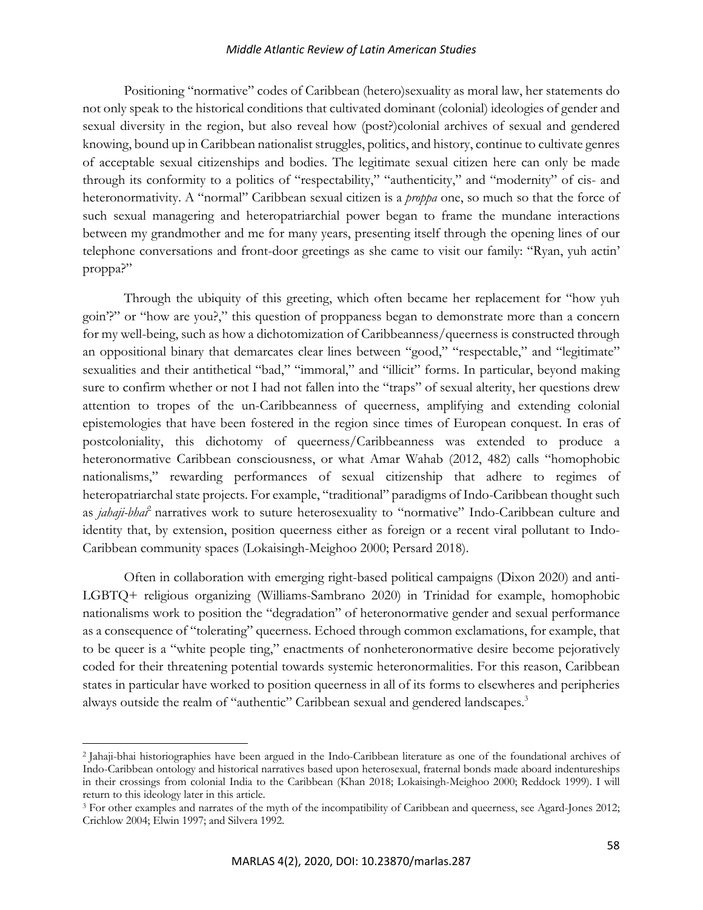Positioning "normative" codes of Caribbean (hetero)sexuality as moral law, her statements do not only speak to the historical conditions that cultivated dominant (colonial) ideologies of gender and sexual diversity in the region, but also reveal how (post?)colonial archives of sexual and gendered knowing, bound up in Caribbean nationalist struggles, politics, and history, continue to cultivate genres of acceptable sexual citizenships and bodies. The legitimate sexual citizen here can only be made through its conformity to a politics of "respectability," "authenticity," and "modernity" of cis- and heteronormativity. A "normal" Caribbean sexual citizen is a *proppa* one, so much so that the force of such sexual managering and heteropatriarchial power began to frame the mundane interactions between my grandmother and me for many years, presenting itself through the opening lines of our telephone conversations and front-door greetings as she came to visit our family: "Ryan, yuh actin' proppa?"

Through the ubiquity of this greeting, which often became her replacement for "how yuh goin'?" or "how are you?," this question of proppaness began to demonstrate more than a concern for my well-being, such as how a dichotomization of Caribbeanness/queerness is constructed through an oppositional binary that demarcates clear lines between "good," "respectable," and "legitimate" sexualities and their antithetical "bad," "immoral," and "illicit" forms. In particular, beyond making sure to confirm whether or not I had not fallen into the "traps" of sexual alterity, her questions drew attention to tropes of the un-Caribbeanness of queerness, amplifying and extending colonial epistemologies that have been fostered in the region since times of European conquest. In eras of postcoloniality, this dichotomy of queerness/Caribbeanness was extended to produce a heteronormative Caribbean consciousness, or what Amar Wahab (2012, 482) calls "homophobic nationalisms," rewarding performances of sexual citizenship that adhere to regimes of heteropatriarchal state projects. For example, "traditional" paradigms of Indo-Caribbean thought such as *jahaji-bhai*[2] narratives work to suture heterosexuality to "normative" Indo-Caribbean culture and identity that, by extension, position queerness either as foreign or a recent viral pollutant to Indo-Caribbean community spaces (Lokaisingh-Meighoo 2000; Persard 2018).

Often in collaboration with emerging right-based political campaigns (Dixon 2020) and anti-LGBTQ+ religious organizing (Williams-Sambrano 2020) in Trinidad for example, homophobic nationalisms work to position the "degradation" of heteronormative gender and sexual performance as a consequence of "tolerating" queerness. Echoed through common exclamations, for example, that to be queer is a "white people ting," enactments of nonheteronormative desire become pejoratively coded for their threatening potential towards systemic heteronormalities. For this reason, Caribbean states in particular have worked to position queerness in all of its forms to elsewheres and peripheries always outside the realm of "authentic" Caribbean sexual and gendered landscapes.[3]

---

[2] Jahaji-bhai historiographies have been argued in the Indo-Caribbean literature as one of the foundational archives of Indo-Caribbean ontology and historical narratives based upon heterosexual, fraternal bonds made aboard indentureships in their crossings from colonial India to the Caribbean (Khan 2018; Lokaisingh-Meighoo 2000; Reddock 1999). I will return to this ideology later in this article.

[3] For other examples and narrates of the myth of the incompatibility of Caribbean and queerness, see Agard-Jones 2012; Crichlow 2004; Elwin 1997; and Silvera 1992.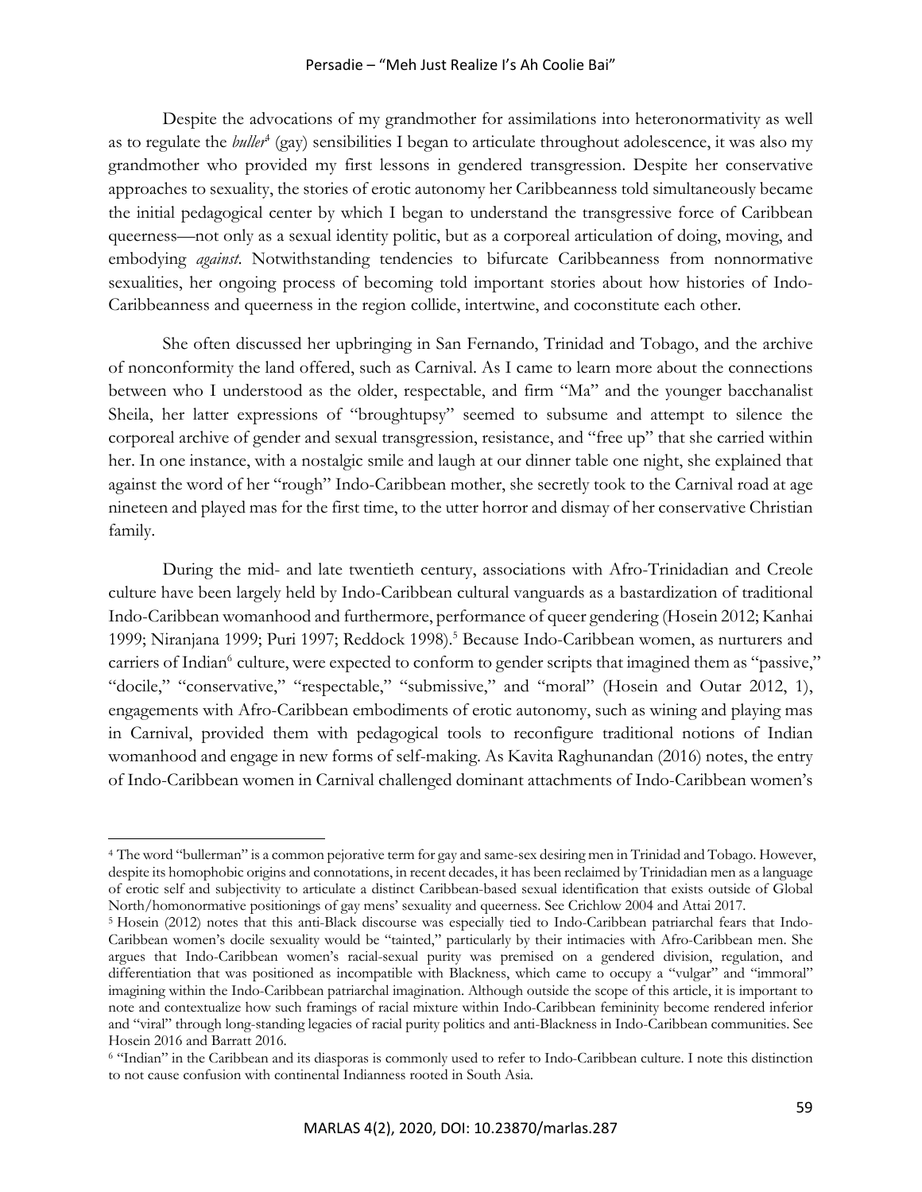Despite the advocations of my grandmother for assimilations into heteronormativity as well as to regulate the *buller*[4] (gay) sensibilities I began to articulate throughout adolescence, it was also my grandmother who provided my first lessons in gendered transgression. Despite her conservative approaches to sexuality, the stories of erotic autonomy her Caribbeanness told simultaneously became the initial pedagogical center by which I began to understand the transgressive force of Caribbean queerness—not only as a sexual identity politic, but as a corporeal articulation of doing, moving, and embodying *against*. Notwithstanding tendencies to bifurcate Caribbeanness from nonnormative sexualities, her ongoing process of becoming told important stories about how histories of Indo-Caribbeanness and queerness in the region collide, intertwine, and coconstitute each other.

She often discussed her upbringing in San Fernando, Trinidad and Tobago, and the archive of nonconformity the land offered, such as Carnival. As I came to learn more about the connections between who I understood as the older, respectable, and firm "Ma" and the younger bacchanalist Sheila, her latter expressions of "broughtupsy" seemed to subsume and attempt to silence the corporeal archive of gender and sexual transgression, resistance, and "free up" that she carried within her. In one instance, with a nostalgic smile and laugh at our dinner table one night, she explained that against the word of her "rough" Indo-Caribbean mother, she secretly took to the Carnival road at age nineteen and played mas for the first time, to the utter horror and dismay of her conservative Christian family.

During the mid- and late twentieth century, associations with Afro-Trinidadian and Creole culture have been largely held by Indo-Caribbean cultural vanguards as a bastardization of traditional Indo-Caribbean womanhood and furthermore, performance of queer gendering (Hosein 2012; Kanhai 1999; Niranjana 1999; Puri 1997; Reddock 1998).[5] Because Indo-Caribbean women, as nurturers and carriers of Indian[6] culture, were expected to conform to gender scripts that imagined them as "passive," "docile," "conservative," "respectable," "submissive," and "moral" (Hosein and Outar 2012, 1), engagements with Afro-Caribbean embodiments of erotic autonomy, such as wining and playing mas in Carnival, provided them with pedagogical tools to reconfigure traditional notions of Indian womanhood and engage in new forms of self-making. As Kavita Raghunandan (2016) notes, the entry of Indo-Caribbean women in Carnival challenged dominant attachments of Indo-Caribbean women's

---

[4] The word "bullerman" is a common pejorative term for gay and same-sex desiring men in Trinidad and Tobago. However, despite its homophobic origins and connotations, in recent decades, it has been reclaimed by Trinidadian men as a language of erotic self and subjectivity to articulate a distinct Caribbean-based sexual identification that exists outside of Global North/homonormative positionings of gay mens' sexuality and queerness. See Crichlow 2004 and Attai 2017.

[5] Hosein (2012) notes that this anti-Black discourse was especially tied to Indo-Caribbean patriarchal fears that Indo-Caribbean women's docile sexuality would be "tainted," particularly by their intimacies with Afro-Caribbean men. She argues that Indo-Caribbean women's racial-sexual purity was premised on a gendered division, regulation, and differentiation that was positioned as incompatible with Blackness, which came to occupy a "vulgar" and "immoral" imagining within the Indo-Caribbean patriarchal imagination. Although outside the scope of this article, it is important to note and contextualize how such framings of racial mixture within Indo-Caribbean femininity become rendered inferior and "viral" through long-standing legacies of racial purity politics and anti-Blackness in Indo-Caribbean communities. See Hosein 2016 and Barratt 2016.

[6] "Indian" in the Caribbean and its diasporas is commonly used to refer to Indo-Caribbean culture. I note this distinction to not cause confusion with continental Indianness rooted in South Asia.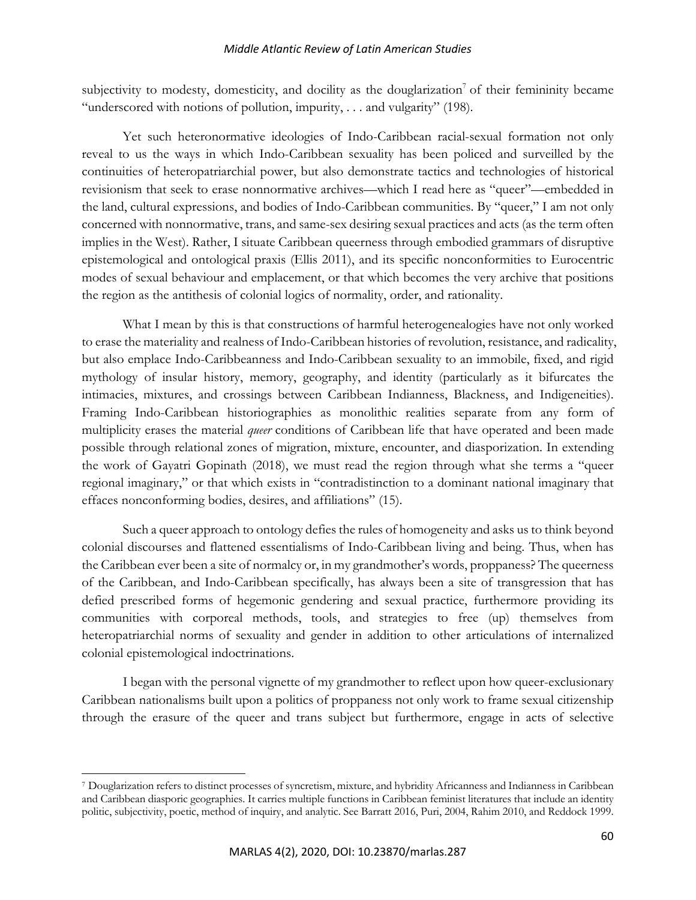subjectivity to modesty, domesticity, and docility as the douglarization[7] of their femininity became "underscored with notions of pollution, impurity, . . . and vulgarity" (198).

Yet such heteronormative ideologies of Indo-Caribbean racial-sexual formation not only reveal to us the ways in which Indo-Caribbean sexuality has been policed and surveilled by the continuities of heteropatriarchial power, but also demonstrate tactics and technologies of historical revisionism that seek to erase nonnormative archives—which I read here as "queer"—embedded in the land, cultural expressions, and bodies of Indo-Caribbean communities. By "queer," I am not only concerned with nonnormative, trans, and same-sex desiring sexual practices and acts (as the term often implies in the West). Rather, I situate Caribbean queerness through embodied grammars of disruptive epistemological and ontological praxis (Ellis 2011), and its specific nonconformities to Eurocentric modes of sexual behaviour and emplacement, or that which becomes the very archive that positions the region as the antithesis of colonial logics of normality, order, and rationality.

What I mean by this is that constructions of harmful heterogenealogies have not only worked to erase the materiality and realness of Indo-Caribbean histories of revolution, resistance, and radicality, but also emplace Indo-Caribbeanness and Indo-Caribbean sexuality to an immobile, fixed, and rigid mythology of insular history, memory, geography, and identity (particularly as it bifurcates the intimacies, mixtures, and crossings between Caribbean Indianness, Blackness, and Indigeneities). Framing Indo-Caribbean historiographies as monolithic realities separate from any form of multiplicity erases the material *queer* conditions of Caribbean life that have operated and been made possible through relational zones of migration, mixture, encounter, and diasporization. In extending the work of Gayatri Gopinath (2018), we must read the region through what she terms a "queer regional imaginary," or that which exists in "contradistinction to a dominant national imaginary that effaces nonconforming bodies, desires, and affiliations" (15).

Such a queer approach to ontology defies the rules of homogeneity and asks us to think beyond colonial discourses and flattened essentialisms of Indo-Caribbean living and being. Thus, when has the Caribbean ever been a site of normalcy or, in my grandmother's words, proppaness? The queerness of the Caribbean, and Indo-Caribbean specifically, has always been a site of transgression that has defied prescribed forms of hegemonic gendering and sexual practice, furthermore providing its communities with corporeal methods, tools, and strategies to free (up) themselves from heteropatriarchial norms of sexuality and gender in addition to other articulations of internalized colonial epistemological indoctrinations.

I began with the personal vignette of my grandmother to reflect upon how queer-exclusionary Caribbean nationalisms built upon a politics of proppaness not only work to frame sexual citizenship through the erasure of the queer and trans subject but furthermore, engage in acts of selective

[7] Douglarization refers to distinct processes of syncretism, mixture, and hybridity Africanness and Indianness in Caribbean and Caribbean diasporic geographies. It carries multiple functions in Caribbean feminist literatures that include an identity politic, subjectivity, poetic, method of inquiry, and analytic. See Barratt 2016, Puri, 2004, Rahim 2010, and Reddock 1999.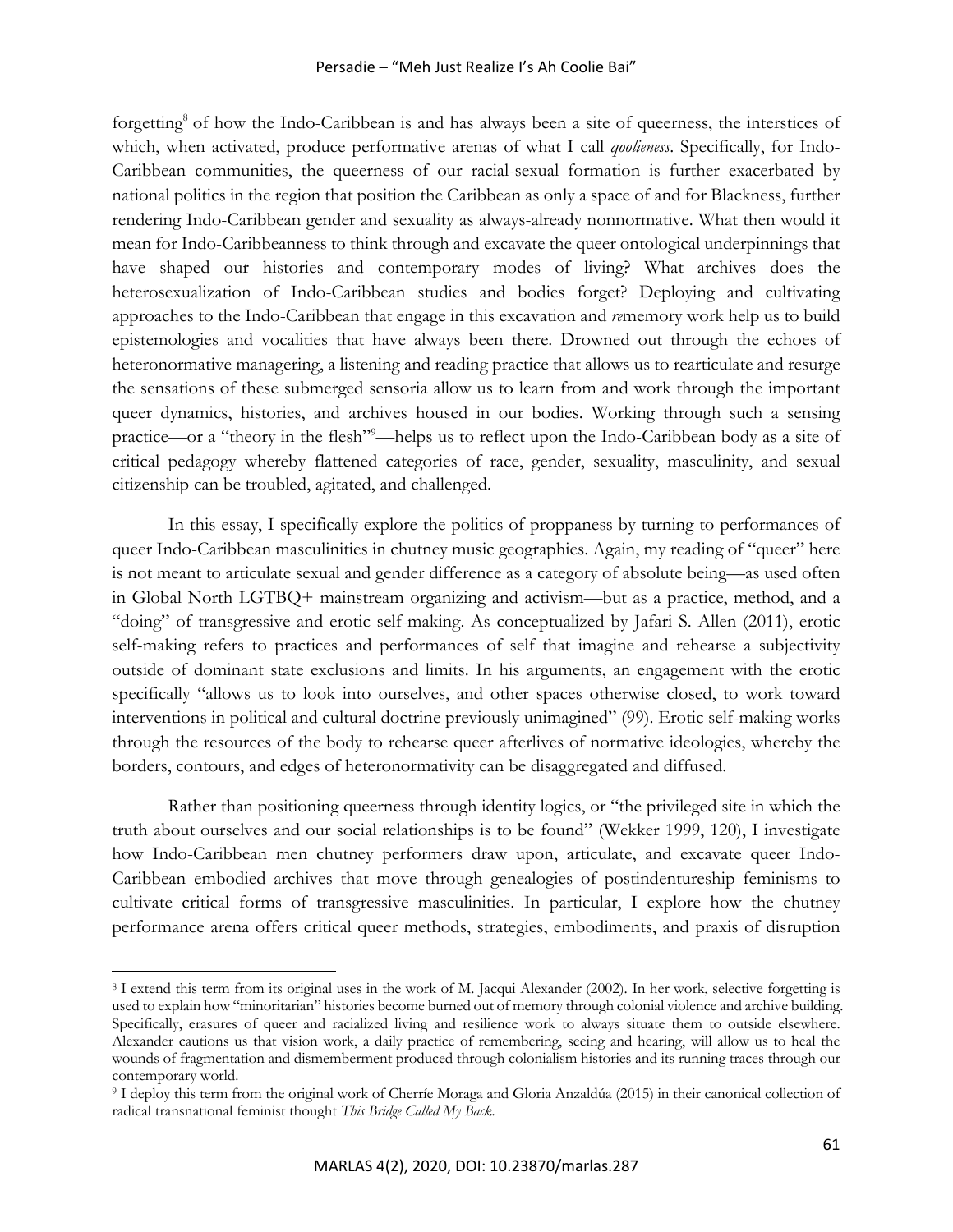forgetting[8] of how the Indo-Caribbean is and has always been a site of queerness, the interstices of which, when activated, produce performative arenas of what I call *qoolieness*. Specifically, for Indo-Caribbean communities, the queerness of our racial-sexual formation is further exacerbated by national politics in the region that position the Caribbean as only a space of and for Blackness, further rendering Indo-Caribbean gender and sexuality as always-already nonnormative. What then would it mean for Indo-Caribbeanness to think through and excavate the queer ontological underpinnings that have shaped our histories and contemporary modes of living? What archives does the heterosexualization of Indo-Caribbean studies and bodies forget? Deploying and cultivating approaches to the Indo-Caribbean that engage in this excavation and *re*memory work help us to build epistemologies and vocalities that have always been there. Drowned out through the echoes of heteronormative managering, a listening and reading practice that allows us to rearticulate and resurge the sensations of these submerged sensoria allow us to learn from and work through the important queer dynamics, histories, and archives housed in our bodies. Working through such a sensing practice—or a "theory in the flesh"[9]—helps us to reflect upon the Indo-Caribbean body as a site of critical pedagogy whereby flattened categories of race, gender, sexuality, masculinity, and sexual citizenship can be troubled, agitated, and challenged.

In this essay, I specifically explore the politics of proppaness by turning to performances of queer Indo-Caribbean masculinities in chutney music geographies. Again, my reading of "queer" here is not meant to articulate sexual and gender difference as a category of absolute being—as used often in Global North LGTBQ+ mainstream organizing and activism—but as a practice, method, and a "doing" of transgressive and erotic self-making. As conceptualized by Jafari S. Allen (2011), erotic self-making refers to practices and performances of self that imagine and rehearse a subjectivity outside of dominant state exclusions and limits. In his arguments, an engagement with the erotic specifically "allows us to look into ourselves, and other spaces otherwise closed, to work toward interventions in political and cultural doctrine previously unimagined" (99). Erotic self-making works through the resources of the body to rehearse queer afterlives of normative ideologies, whereby the borders, contours, and edges of heteronormativity can be disaggregated and diffused.

Rather than positioning queerness through identity logics, or "the privileged site in which the truth about ourselves and our social relationships is to be found" (Wekker 1999, 120), I investigate how Indo-Caribbean men chutney performers draw upon, articulate, and excavate queer Indo-Caribbean embodied archives that move through genealogies of postindentureship feminisms to cultivate critical forms of transgressive masculinities. In particular, I explore how the chutney performance arena offers critical queer methods, strategies, embodiments, and praxis of disruption

[8] I extend this term from its original uses in the work of M. Jacqui Alexander (2002). In her work, selective forgetting is used to explain how "minoritarian" histories become burned out of memory through colonial violence and archive building. Specifically, erasures of queer and racialized living and resilience work to always situate them to outside elsewhere. Alexander cautions us that vision work, a daily practice of remembering, seeing and hearing, will allow us to heal the wounds of fragmentation and dismemberment produced through colonialism histories and its running traces through our contemporary world.

[9] I deploy this term from the original work of Cherríe Moraga and Gloria Anzaldúa (2015) in their canonical collection of radical transnational feminist thought *This Bridge Called My Back*.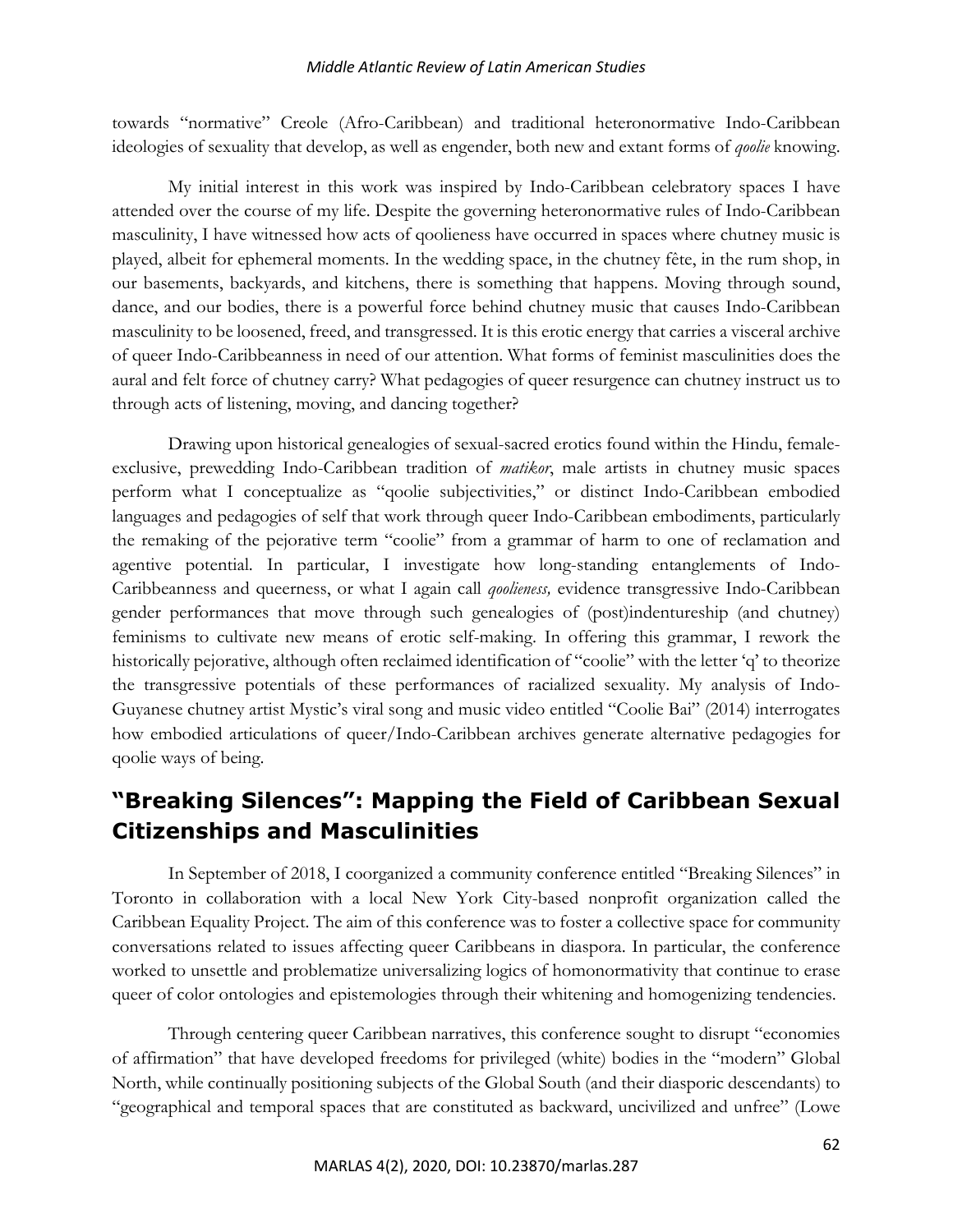towards "normative" Creole (Afro-Caribbean) and traditional heteronormative Indo-Caribbean ideologies of sexuality that develop, as well as engender, both new and extant forms of *qoolie* knowing.

My initial interest in this work was inspired by Indo-Caribbean celebratory spaces I have attended over the course of my life. Despite the governing heteronormative rules of Indo-Caribbean masculinity, I have witnessed how acts of qoolieness have occurred in spaces where chutney music is played, albeit for ephemeral moments. In the wedding space, in the chutney fête, in the rum shop, in our basements, backyards, and kitchens, there is something that happens. Moving through sound, dance, and our bodies, there is a powerful force behind chutney music that causes Indo-Caribbean masculinity to be loosened, freed, and transgressed. It is this erotic energy that carries a visceral archive of queer Indo-Caribbeanness in need of our attention. What forms of feminist masculinities does the aural and felt force of chutney carry? What pedagogies of queer resurgence can chutney instruct us to through acts of listening, moving, and dancing together?

Drawing upon historical genealogies of sexual-sacred erotics found within the Hindu, female-exclusive, prewedding Indo-Caribbean tradition of *matikor*, male artists in chutney music spaces perform what I conceptualize as "qoolie subjectivities," or distinct Indo-Caribbean embodied languages and pedagogies of self that work through queer Indo-Caribbean embodiments, particularly the remaking of the pejorative term "coolie" from a grammar of harm to one of reclamation and agentive potential. In particular, I investigate how long-standing entanglements of Indo-Caribbeanness and queerness, or what I again call *qoolieness,* evidence transgressive Indo-Caribbean gender performances that move through such genealogies of (post)indentureship (and chutney) feminisms to cultivate new means of erotic self-making. In offering this grammar, I rework the historically pejorative, although often reclaimed identification of "coolie" with the letter 'q' to theorize the transgressive potentials of these performances of racialized sexuality. My analysis of Indo-Guyanese chutney artist Mystic's viral song and music video entitled "Coolie Bai" (2014) interrogates how embodied articulations of queer/Indo-Caribbean archives generate alternative pedagogies for qoolie ways of being.

## "Breaking Silences": Mapping the Field of Caribbean Sexual Citizenships and Masculinities

In September of 2018, I coorganized a community conference entitled "Breaking Silences" in Toronto in collaboration with a local New York City-based nonprofit organization called the Caribbean Equality Project. The aim of this conference was to foster a collective space for community conversations related to issues affecting queer Caribbeans in diaspora. In particular, the conference worked to unsettle and problematize universalizing logics of homonormativity that continue to erase queer of color ontologies and epistemologies through their whitening and homogenizing tendencies.

Through centering queer Caribbean narratives, this conference sought to disrupt "economies of affirmation" that have developed freedoms for privileged (white) bodies in the "modern" Global North, while continually positioning subjects of the Global South (and their diasporic descendants) to "geographical and temporal spaces that are constituted as backward, uncivilized and unfree" (Lowe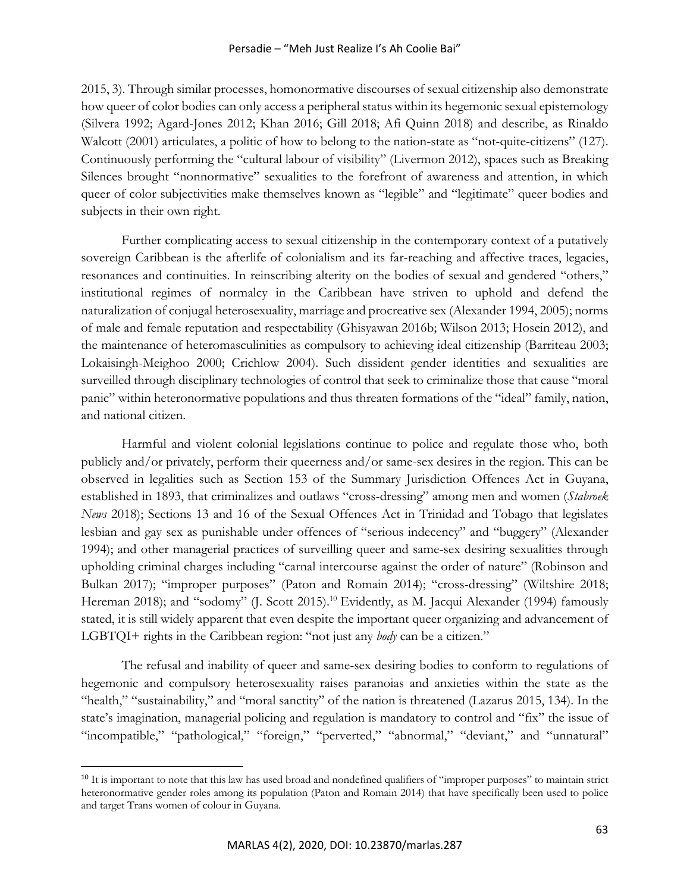2015, 3). Through similar processes, homonormative discourses of sexual citizenship also demonstrate how queer of color bodies can only access a peripheral status within its hegemonic sexual epistemology (Silvera 1992; Agard-Jones 2012; Khan 2016; Gill 2018; Afi Quinn 2018) and describe, as Rinaldo Walcott (2001) articulates, a politic of how to belong to the nation-state as "not-quite-citizens" (127). Continuously performing the "cultural labour of visibility" (Livermon 2012), spaces such as Breaking Silences brought "nonnormative" sexualities to the forefront of awareness and attention, in which queer of color subjectivities make themselves known as "legible" and "legitimate" queer bodies and subjects in their own right.

Further complicating access to sexual citizenship in the contemporary context of a putatively sovereign Caribbean is the afterlife of colonialism and its far-reaching and affective traces, legacies, resonances and continuities. In reinscribing alterity on the bodies of sexual and gendered "others," institutional regimes of normalcy in the Caribbean have striven to uphold and defend the naturalization of conjugal heterosexuality, marriage and procreative sex (Alexander 1994, 2005); norms of male and female reputation and respectability (Ghisyawan 2016b; Wilson 2013; Hosein 2012), and the maintenance of heteromasculinities as compulsory to achieving ideal citizenship (Barriteau 2003; Lokaisingh-Meighoo 2000; Crichlow 2004). Such dissident gender identities and sexualities are surveilled through disciplinary technologies of control that seek to criminalize those that cause "moral panic" within heteronormative populations and thus threaten formations of the "ideal" family, nation, and national citizen.

Harmful and violent colonial legislations continue to police and regulate those who, both publicly and/or privately, perform their queerness and/or same-sex desires in the region. This can be observed in legalities such as Section 153 of the Summary Jurisdiction Offences Act in Guyana, established in 1893, that criminalizes and outlaws "cross-dressing" among men and women (*Stabroek News* 2018); Sections 13 and 16 of the Sexual Offences Act in Trinidad and Tobago that legislates lesbian and gay sex as punishable under offences of "serious indecency" and "buggery" (Alexander 1994); and other managerial practices of surveilling queer and same-sex desiring sexualities through upholding criminal charges including "carnal intercourse against the order of nature" (Robinson and Bulkan 2017); "improper purposes" (Paton and Romain 2014); "cross-dressing" (Wiltshire 2018; Hereman 2018); and "sodomy" (J. Scott 2015).[10] Evidently, as M. Jacqui Alexander (1994) famously stated, it is still widely apparent that even despite the important queer organizing and advancement of LGBTQI+ rights in the Caribbean region: "not just any *body* can be a citizen."

The refusal and inability of queer and same-sex desiring bodies to conform to regulations of hegemonic and compulsory heterosexuality raises paranoias and anxieties within the state as the "health," "sustainability," and "moral sanctity" of the nation is threatened (Lazarus 2015, 134). In the state's imagination, managerial policing and regulation is mandatory to control and "fix" the issue of "incompatible," "pathological," "foreign," "perverted," "abnormal," "deviant," and "unnatural"

[10] It is important to note that this law has used broad and nondefined qualifiers of "improper purposes" to maintain strict heteronormative gender roles among its population (Paton and Romain 2014) that have specifically been used to police and target Trans women of colour in Guyana.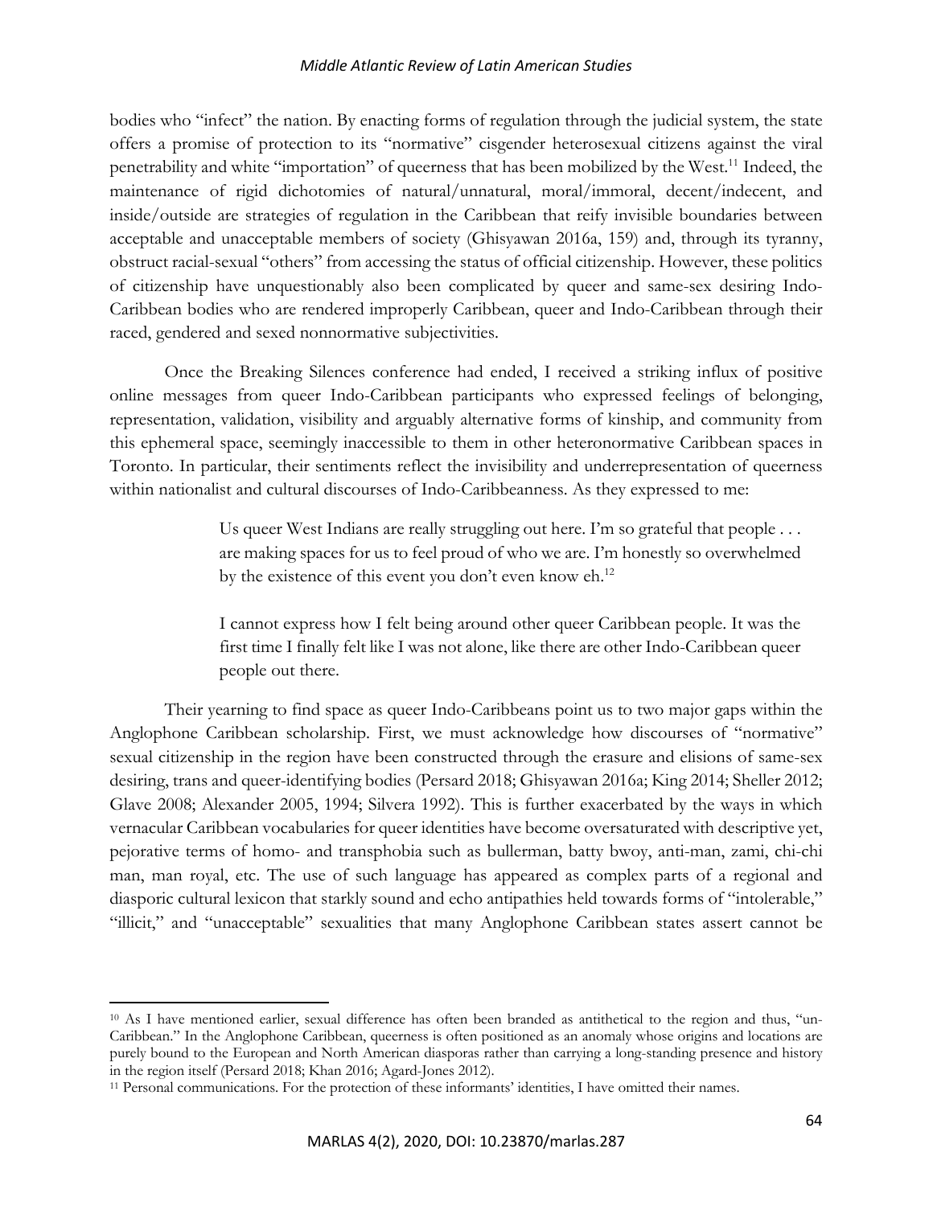bodies who "infect" the nation. By enacting forms of regulation through the judicial system, the state offers a promise of protection to its "normative" cisgender heterosexual citizens against the viral penetrability and white "importation" of queerness that has been mobilized by the West.[11] Indeed, the maintenance of rigid dichotomies of natural/unnatural, moral/immoral, decent/indecent, and inside/outside are strategies of regulation in the Caribbean that reify invisible boundaries between acceptable and unacceptable members of society (Ghisyawan 2016a, 159) and, through its tyranny, obstruct racial-sexual "others" from accessing the status of official citizenship. However, these politics of citizenship have unquestionably also been complicated by queer and same-sex desiring Indo-Caribbean bodies who are rendered improperly Caribbean, queer and Indo-Caribbean through their raced, gendered and sexed nonnormative subjectivities.

Once the Breaking Silences conference had ended, I received a striking influx of positive online messages from queer Indo-Caribbean participants who expressed feelings of belonging, representation, validation, visibility and arguably alternative forms of kinship, and community from this ephemeral space, seemingly inaccessible to them in other heteronormative Caribbean spaces in Toronto. In particular, their sentiments reflect the invisibility and underrepresentation of queerness within nationalist and cultural discourses of Indo-Caribbeanness. As they expressed to me:

> Us queer West Indians are really struggling out here. I'm so grateful that people . . . are making spaces for us to feel proud of who we are. I'm honestly so overwhelmed by the existence of this event you don't even know eh.[12]
>
> I cannot express how I felt being around other queer Caribbean people. It was the first time I finally felt like I was not alone, like there are other Indo-Caribbean queer people out there.

Their yearning to find space as queer Indo-Caribbeans point us to two major gaps within the Anglophone Caribbean scholarship. First, we must acknowledge how discourses of "normative" sexual citizenship in the region have been constructed through the erasure and elisions of same-sex desiring, trans and queer-identifying bodies (Persard 2018; Ghisyawan 2016a; King 2014; Sheller 2012; Glave 2008; Alexander 2005, 1994; Silvera 1992). This is further exacerbated by the ways in which vernacular Caribbean vocabularies for queer identities have become oversaturated with descriptive yet, pejorative terms of homo- and transphobia such as bullerman, batty bwoy, anti-man, zami, chi-chi man, man royal, etc. The use of such language has appeared as complex parts of a regional and diasporic cultural lexicon that starkly sound and echo antipathies held towards forms of "intolerable," "illicit," and "unacceptable" sexualities that many Anglophone Caribbean states assert cannot be

---

[10] As I have mentioned earlier, sexual difference has often been branded as antithetical to the region and thus, "un-Caribbean." In the Anglophone Caribbean, queerness is often positioned as an anomaly whose origins and locations are purely bound to the European and North American diasporas rather than carrying a long-standing presence and history in the region itself (Persard 2018; Khan 2016; Agard-Jones 2012).

[11] Personal communications. For the protection of these informants' identities, I have omitted their names.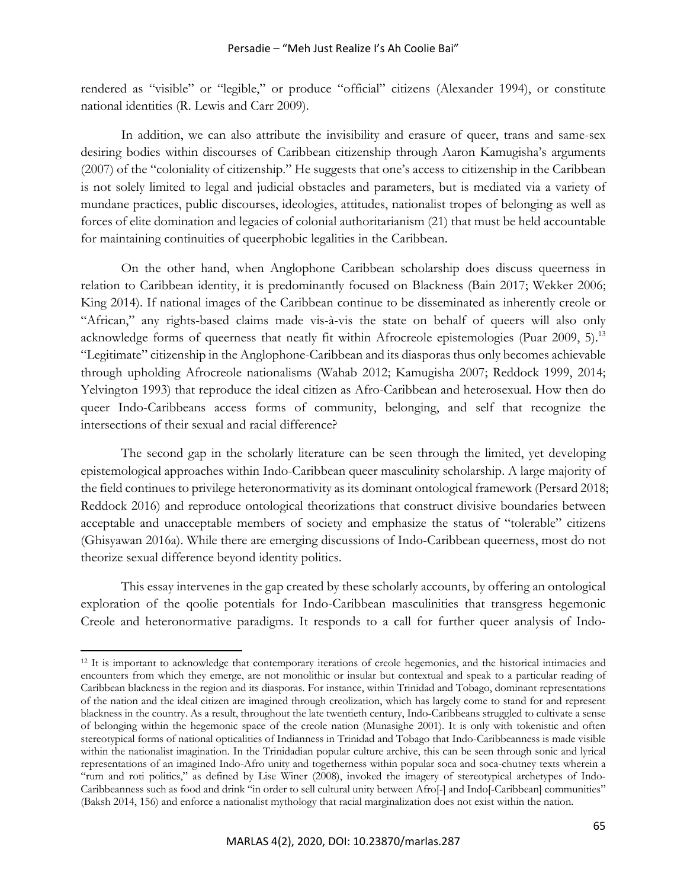rendered as "visible" or "legible," or produce "official" citizens (Alexander 1994), or constitute national identities (R. Lewis and Carr 2009).

In addition, we can also attribute the invisibility and erasure of queer, trans and same-sex desiring bodies within discourses of Caribbean citizenship through Aaron Kamugisha's arguments (2007) of the "coloniality of citizenship." He suggests that one's access to citizenship in the Caribbean is not solely limited to legal and judicial obstacles and parameters, but is mediated via a variety of mundane practices, public discourses, ideologies, attitudes, nationalist tropes of belonging as well as forces of elite domination and legacies of colonial authoritarianism (21) that must be held accountable for maintaining continuities of queerphobic legalities in the Caribbean.

On the other hand, when Anglophone Caribbean scholarship does discuss queerness in relation to Caribbean identity, it is predominantly focused on Blackness (Bain 2017; Wekker 2006; King 2014). If national images of the Caribbean continue to be disseminated as inherently creole or "African," any rights-based claims made vis-à-vis the state on behalf of queers will also only acknowledge forms of queerness that neatly fit within Afrocreole epistemologies (Puar 2009, 5).[13] "Legitimate" citizenship in the Anglophone-Caribbean and its diasporas thus only becomes achievable through upholding Afrocreole nationalisms (Wahab 2012; Kamugisha 2007; Reddock 1999, 2014; Yelvington 1993) that reproduce the ideal citizen as Afro-Caribbean and heterosexual. How then do queer Indo-Caribbeans access forms of community, belonging, and self that recognize the intersections of their sexual and racial difference?

The second gap in the scholarly literature can be seen through the limited, yet developing epistemological approaches within Indo-Caribbean queer masculinity scholarship. A large majority of the field continues to privilege heteronormativity as its dominant ontological framework (Persard 2018; Reddock 2016) and reproduce ontological theorizations that construct divisive boundaries between acceptable and unacceptable members of society and emphasize the status of "tolerable" citizens (Ghisyawan 2016a). While there are emerging discussions of Indo-Caribbean queerness, most do not theorize sexual difference beyond identity politics.

This essay intervenes in the gap created by these scholarly accounts, by offering an ontological exploration of the qoolie potentials for Indo-Caribbean masculinities that transgress hegemonic Creole and heteronormative paradigms. It responds to a call for further queer analysis of Indo-

[12] It is important to acknowledge that contemporary iterations of creole hegemonies, and the historical intimacies and encounters from which they emerge, are not monolithic or insular but contextual and speak to a particular reading of Caribbean blackness in the region and its diasporas. For instance, within Trinidad and Tobago, dominant representations of the nation and the ideal citizen are imagined through creolization, which has largely come to stand for and represent blackness in the country. As a result, throughout the late twentieth century, Indo-Caribbeans struggled to cultivate a sense of belonging within the hegemonic space of the creole nation (Munasighe 2001). It is only with tokenistic and often stereotypical forms of national opticalities of Indianness in Trinidad and Tobago that Indo-Caribbeanness is made visible within the nationalist imagination. In the Trinidadian popular culture archive, this can be seen through sonic and lyrical representations of an imagined Indo-Afro unity and togetherness within popular soca and soca-chutney texts wherein a "rum and roti politics," as defined by Lise Winer (2008), invoked the imagery of stereotypical archetypes of Indo-Caribbeanness such as food and drink "in order to sell cultural unity between Afro[-] and Indo[-Caribbean] communities" (Baksh 2014, 156) and enforce a nationalist mythology that racial marginalization does not exist within the nation.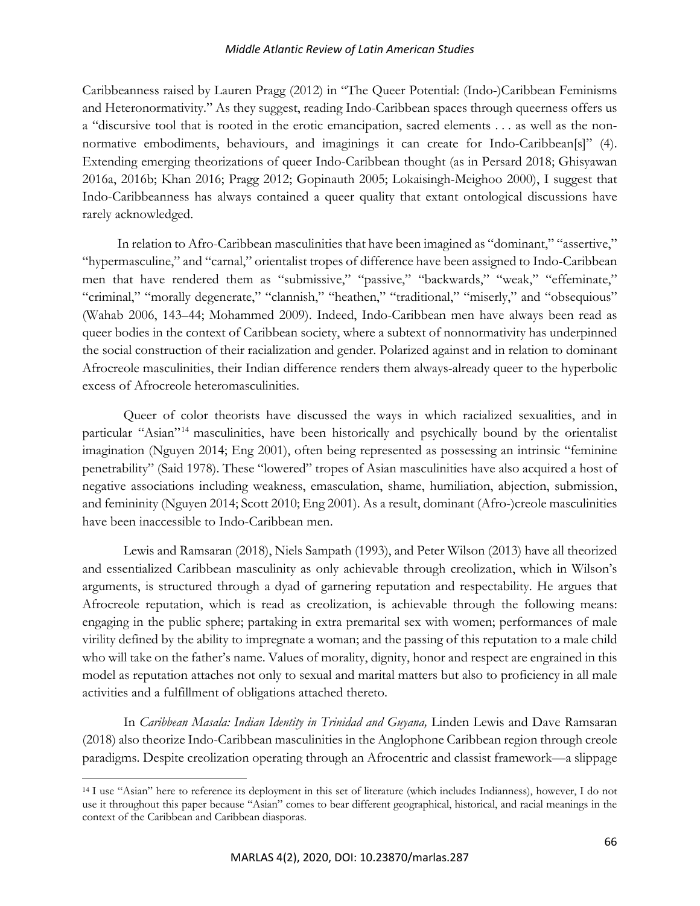Caribbeanness raised by Lauren Pragg (2012) in "The Queer Potential: (Indo-)Caribbean Feminisms and Heteronormativity." As they suggest, reading Indo-Caribbean spaces through queerness offers us a "discursive tool that is rooted in the erotic emancipation, sacred elements . . . as well as the non-normative embodiments, behaviours, and imaginings it can create for Indo-Caribbean[s]" (4). Extending emerging theorizations of queer Indo-Caribbean thought (as in Persard 2018; Ghisyawan 2016a, 2016b; Khan 2016; Pragg 2012; Gopinauth 2005; Lokaisingh-Meighoo 2000), I suggest that Indo-Caribbeanness has always contained a queer quality that extant ontological discussions have rarely acknowledged.

In relation to Afro-Caribbean masculinities that have been imagined as "dominant," "assertive," "hypermasculine," and "carnal," orientalist tropes of difference have been assigned to Indo-Caribbean men that have rendered them as "submissive," "passive," "backwards," "weak," "effeminate," "criminal," "morally degenerate," "clannish," "heathen," "traditional," "miserly," and "obsequious" (Wahab 2006, 143–44; Mohammed 2009). Indeed, Indo-Caribbean men have always been read as queer bodies in the context of Caribbean society, where a subtext of nonnormativity has underpinned the social construction of their racialization and gender. Polarized against and in relation to dominant Afrocreole masculinities, their Indian difference renders them always-already queer to the hyperbolic excess of Afrocreole heteromasculinities.

Queer of color theorists have discussed the ways in which racialized sexualities, and in particular "Asian"[14] masculinities, have been historically and psychically bound by the orientalist imagination (Nguyen 2014; Eng 2001), often being represented as possessing an intrinsic "feminine penetrability" (Said 1978). These "lowered" tropes of Asian masculinities have also acquired a host of negative associations including weakness, emasculation, shame, humiliation, abjection, submission, and femininity (Nguyen 2014; Scott 2010; Eng 2001). As a result, dominant (Afro-)creole masculinities have been inaccessible to Indo-Caribbean men.

Lewis and Ramsaran (2018), Niels Sampath (1993), and Peter Wilson (2013) have all theorized and essentialized Caribbean masculinity as only achievable through creolization, which in Wilson's arguments, is structured through a dyad of garnering reputation and respectability. He argues that Afrocreole reputation, which is read as creolization, is achievable through the following means: engaging in the public sphere; partaking in extra premarital sex with women; performances of male virility defined by the ability to impregnate a woman; and the passing of this reputation to a male child who will take on the father's name. Values of morality, dignity, honor and respect are engrained in this model as reputation attaches not only to sexual and marital matters but also to proficiency in all male activities and a fulfillment of obligations attached thereto.

In *Caribbean Masala: Indian Identity in Trinidad and Guyana,* Linden Lewis and Dave Ramsaran (2018) also theorize Indo-Caribbean masculinities in the Anglophone Caribbean region through creole paradigms. Despite creolization operating through an Afrocentric and classist framework—a slippage

[14] I use "Asian" here to reference its deployment in this set of literature (which includes Indianness), however, I do not use it throughout this paper because "Asian" comes to bear different geographical, historical, and racial meanings in the context of the Caribbean and Caribbean diasporas.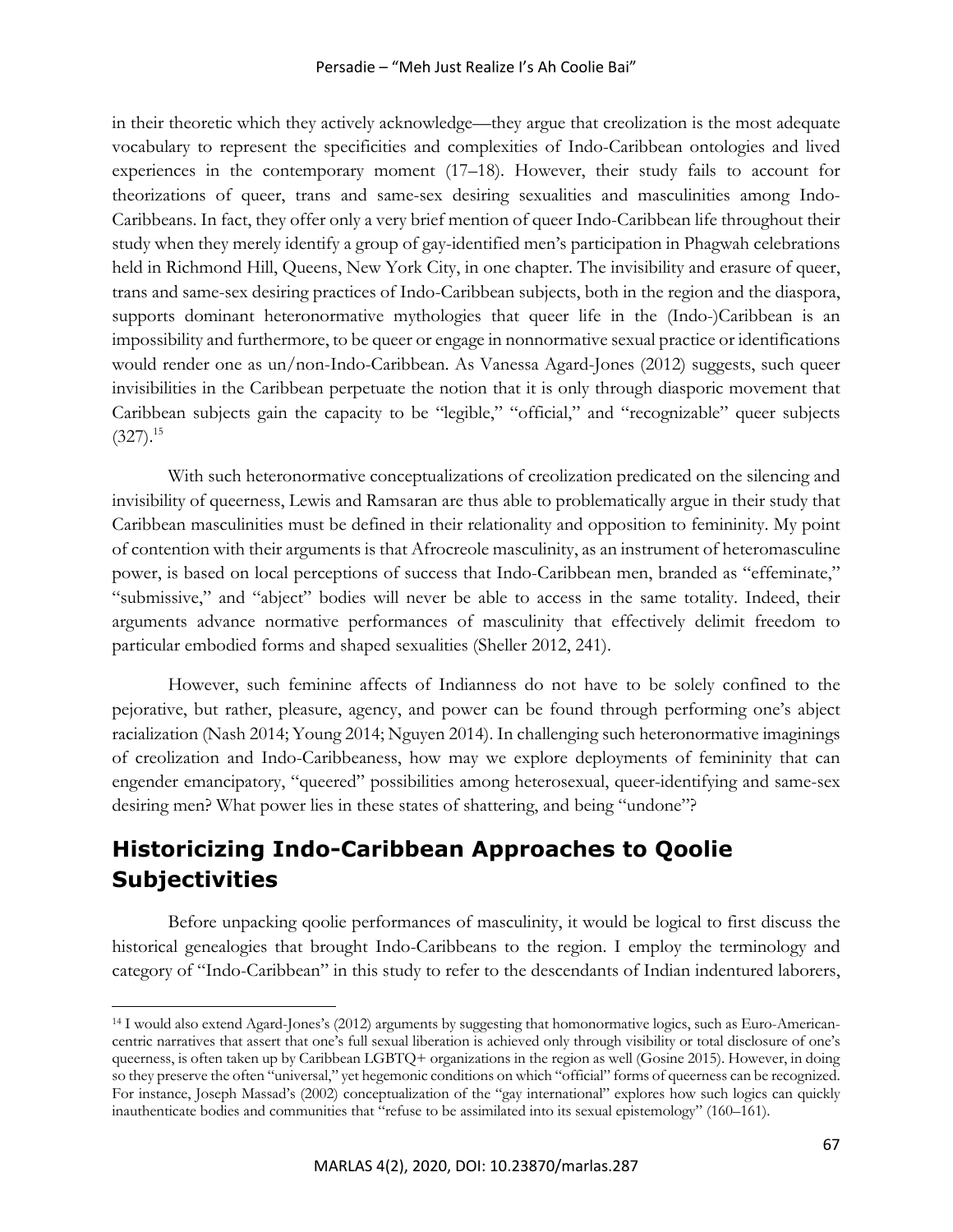in their theoretic which they actively acknowledge—they argue that creolization is the most adequate vocabulary to represent the specificities and complexities of Indo-Caribbean ontologies and lived experiences in the contemporary moment (17–18). However, their study fails to account for theorizations of queer, trans and same-sex desiring sexualities and masculinities among Indo-Caribbeans. In fact, they offer only a very brief mention of queer Indo-Caribbean life throughout their study when they merely identify a group of gay-identified men's participation in Phagwah celebrations held in Richmond Hill, Queens, New York City, in one chapter. The invisibility and erasure of queer, trans and same-sex desiring practices of Indo-Caribbean subjects, both in the region and the diaspora, supports dominant heteronormative mythologies that queer life in the (Indo-)Caribbean is an impossibility and furthermore, to be queer or engage in nonnormative sexual practice or identifications would render one as un/non-Indo-Caribbean. As Vanessa Agard-Jones (2012) suggests, such queer invisibilities in the Caribbean perpetuate the notion that it is only through diasporic movement that Caribbean subjects gain the capacity to be "legible," "official," and "recognizable" queer subjects (327).[15]

With such heteronormative conceptualizations of creolization predicated on the silencing and invisibility of queerness, Lewis and Ramsaran are thus able to problematically argue in their study that Caribbean masculinities must be defined in their relationality and opposition to femininity. My point of contention with their arguments is that Afrocreole masculinity, as an instrument of heteromasculine power, is based on local perceptions of success that Indo-Caribbean men, branded as "effeminate," "submissive," and "abject" bodies will never be able to access in the same totality. Indeed, their arguments advance normative performances of masculinity that effectively delimit freedom to particular embodied forms and shaped sexualities (Sheller 2012, 241).

However, such feminine affects of Indianness do not have to be solely confined to the pejorative, but rather, pleasure, agency, and power can be found through performing one's abject racialization (Nash 2014; Young 2014; Nguyen 2014). In challenging such heteronormative imaginings of creolization and Indo-Caribbeaness, how may we explore deployments of femininity that can engender emancipatory, "queered" possibilities among heterosexual, queer-identifying and same-sex desiring men? What power lies in these states of shattering, and being "undone"?

## Historicizing Indo-Caribbean Approaches to Qoolie Subjectivities

Before unpacking qoolie performances of masculinity, it would be logical to first discuss the historical genealogies that brought Indo-Caribbeans to the region. I employ the terminology and category of "Indo-Caribbean" in this study to refer to the descendants of Indian indentured laborers,

---

[14] I would also extend Agard-Jones's (2012) arguments by suggesting that homonormative logics, such as Euro-American-centric narratives that assert that one's full sexual liberation is achieved only through visibility or total disclosure of one's queerness, is often taken up by Caribbean LGBTQ+ organizations in the region as well (Gosine 2015). However, in doing so they preserve the often "universal," yet hegemonic conditions on which "official" forms of queerness can be recognized. For instance, Joseph Massad's (2002) conceptualization of the "gay international" explores how such logics can quickly inauthenticate bodies and communities that "refuse to be assimilated into its sexual epistemology" (160–161).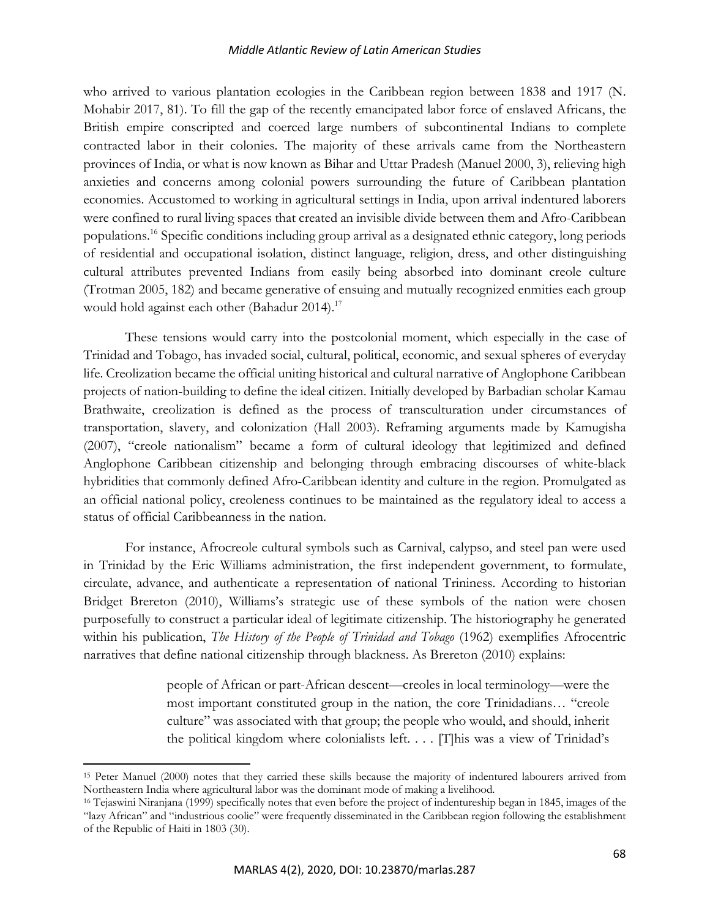who arrived to various plantation ecologies in the Caribbean region between 1838 and 1917 (N. Mohabir 2017, 81). To fill the gap of the recently emancipated labor force of enslaved Africans, the British empire conscripted and coerced large numbers of subcontinental Indians to complete contracted labor in their colonies. The majority of these arrivals came from the Northeastern provinces of India, or what is now known as Bihar and Uttar Pradesh (Manuel 2000, 3), relieving high anxieties and concerns among colonial powers surrounding the future of Caribbean plantation economies. Accustomed to working in agricultural settings in India, upon arrival indentured laborers were confined to rural living spaces that created an invisible divide between them and Afro-Caribbean populations.[16] Specific conditions including group arrival as a designated ethnic category, long periods of residential and occupational isolation, distinct language, religion, dress, and other distinguishing cultural attributes prevented Indians from easily being absorbed into dominant creole culture (Trotman 2005, 182) and became generative of ensuing and mutually recognized enmities each group would hold against each other (Bahadur 2014).[17]

These tensions would carry into the postcolonial moment, which especially in the case of Trinidad and Tobago, has invaded social, cultural, political, economic, and sexual spheres of everyday life. Creolization became the official uniting historical and cultural narrative of Anglophone Caribbean projects of nation-building to define the ideal citizen. Initially developed by Barbadian scholar Kamau Brathwaite, creolization is defined as the process of transculturation under circumstances of transportation, slavery, and colonization (Hall 2003). Reframing arguments made by Kamugisha (2007), "creole nationalism" became a form of cultural ideology that legitimized and defined Anglophone Caribbean citizenship and belonging through embracing discourses of white-black hybridities that commonly defined Afro-Caribbean identity and culture in the region. Promulgated as an official national policy, creoleness continues to be maintained as the regulatory ideal to access a status of official Caribbeanness in the nation.

For instance, Afrocreole cultural symbols such as Carnival, calypso, and steel pan were used in Trinidad by the Eric Williams administration, the first independent government, to formulate, circulate, advance, and authenticate a representation of national Trininess. According to historian Bridget Brereton (2010), Williams's strategic use of these symbols of the nation were chosen purposefully to construct a particular ideal of legitimate citizenship. The historiography he generated within his publication, *The History of the People of Trinidad and Tobago* (1962) exemplifies Afrocentric narratives that define national citizenship through blackness. As Brereton (2010) explains:

> people of African or part-African descent—creoles in local terminology—were the most important constituted group in the nation, the core Trinidadians… "creole culture" was associated with that group; the people who would, and should, inherit the political kingdom where colonialists left. . . . [T]his was a view of Trinidad's

---

15 Peter Manuel (2000) notes that they carried these skills because the majority of indentured labourers arrived from Northeastern India where agricultural labor was the dominant mode of making a livelihood.

16 Tejaswini Niranjana (1999) specifically notes that even before the project of indentureship began in 1845, images of the "lazy African" and "industrious coolie" were frequently disseminated in the Caribbean region following the establishment of the Republic of Haiti in 1803 (30).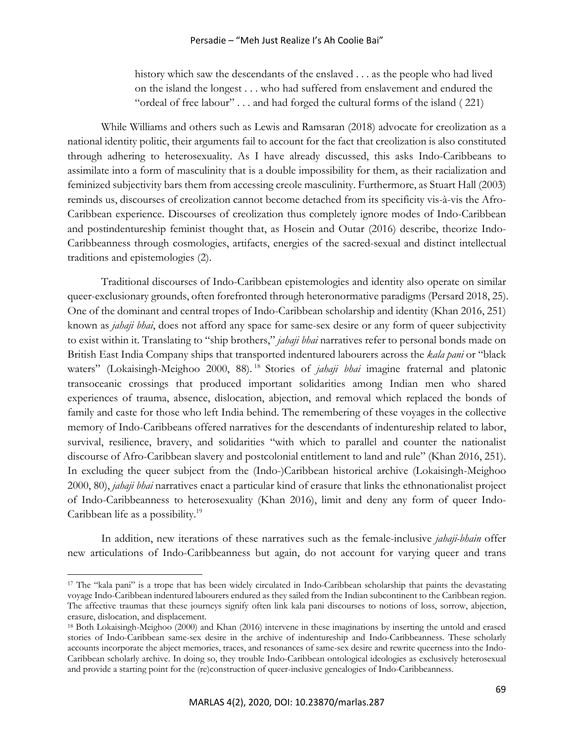> history which saw the descendants of the enslaved . . . as the people who had lived on the island the longest . . . who had suffered from enslavement and endured the "ordeal of free labour" . . . and had forged the cultural forms of the island ( 221)

While Williams and others such as Lewis and Ramsaran (2018) advocate for creolization as a national identity politic, their arguments fail to account for the fact that creolization is also constituted through adhering to heterosexuality. As I have already discussed, this asks Indo-Caribbeans to assimilate into a form of masculinity that is a double impossibility for them, as their racialization and feminized subjectivity bars them from accessing creole masculinity. Furthermore, as Stuart Hall (2003) reminds us, discourses of creolization cannot become detached from its specificity vis-à-vis the Afro-Caribbean experience. Discourses of creolization thus completely ignore modes of Indo-Caribbean and postindentureship feminist thought that, as Hosein and Outar (2016) describe, theorize Indo-Caribbeanness through cosmologies, artifacts, energies of the sacred-sexual and distinct intellectual traditions and epistemologies (2).

Traditional discourses of Indo-Caribbean epistemologies and identity also operate on similar queer-exclusionary grounds, often forefronted through heteronormative paradigms (Persard 2018, 25). One of the dominant and central tropes of Indo-Caribbean scholarship and identity (Khan 2016, 251) known as *jahaji bhai*, does not afford any space for same-sex desire or any form of queer subjectivity to exist within it. Translating to "ship brothers," *jahaji bhai* narratives refer to personal bonds made on British East India Company ships that transported indentured labourers across the *kala pani* or "black waters" (Lokaisingh-Meighoo 2000, 88).[18] Stories of *jahaji bhai* imagine fraternal and platonic transoceanic crossings that produced important solidarities among Indian men who shared experiences of trauma, absence, dislocation, abjection, and removal which replaced the bonds of family and caste for those who left India behind. The remembering of these voyages in the collective memory of Indo-Caribbeans offered narratives for the descendants of indentureship related to labor, survival, resilience, bravery, and solidarities "with which to parallel and counter the nationalist discourse of Afro-Caribbean slavery and postcolonial entitlement to land and rule" (Khan 2016, 251). In excluding the queer subject from the (Indo-)Caribbean historical archive (Lokaisingh-Meighoo 2000, 80), *jahaji bhai* narratives enact a particular kind of erasure that links the ethnonationalist project of Indo-Caribbeanness to heterosexuality (Khan 2016), limit and deny any form of queer Indo-Caribbean life as a possibility.[19]

In addition, new iterations of these narratives such as the female-inclusive *jahaji-bhain* offer new articulations of Indo-Caribbeanness but again, do not account for varying queer and trans

---

[17] The "kala pani" is a trope that has been widely circulated in Indo-Caribbean scholarship that paints the devastating voyage Indo-Caribbean indentured labourers endured as they sailed from the Indian subcontinent to the Caribbean region. The affective traumas that these journeys signify often link kala pani discourses to notions of loss, sorrow, abjection, erasure, dislocation, and displacement.

[18] Both Lokaisingh-Meighoo (2000) and Khan (2016) intervene in these imaginations by inserting the untold and erased stories of Indo-Caribbean same-sex desire in the archive of indentureship and Indo-Caribbeanness. These scholarly accounts incorporate the abject memories, traces, and resonances of same-sex desire and rewrite queerness into the Indo-Caribbean scholarly archive. In doing so, they trouble Indo-Caribbean ontological ideologies as exclusively heterosexual and provide a starting point for the (re)construction of queer-inclusive genealogies of Indo-Caribbeanness.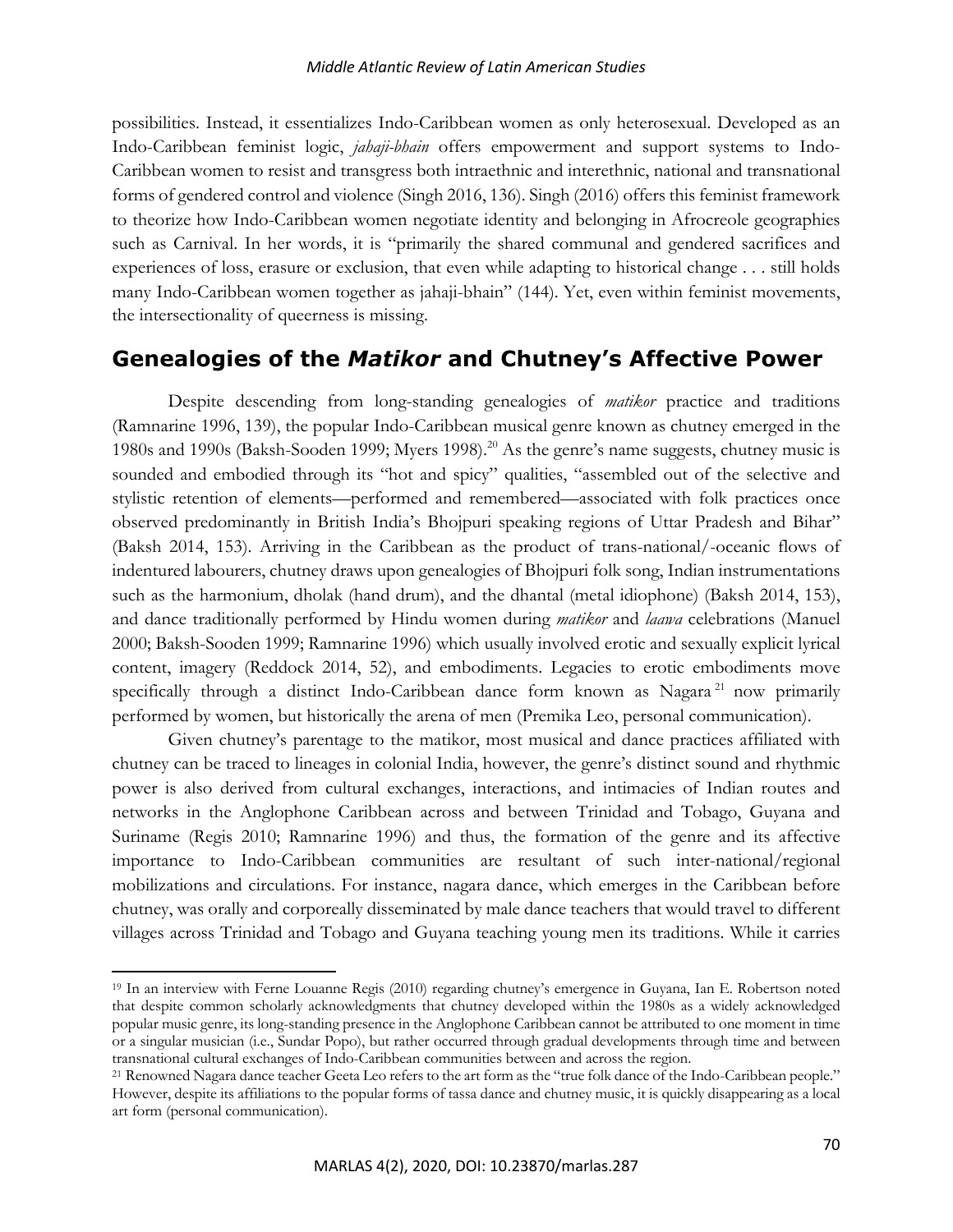possibilities. Instead, it essentializes Indo-Caribbean women as only heterosexual. Developed as an Indo-Caribbean feminist logic, *jahaji-bhain* offers empowerment and support systems to Indo-Caribbean women to resist and transgress both intraethnic and interethnic, national and transnational forms of gendered control and violence (Singh 2016, 136). Singh (2016) offers this feminist framework to theorize how Indo-Caribbean women negotiate identity and belonging in Afrocreole geographies such as Carnival. In her words, it is "primarily the shared communal and gendered sacrifices and experiences of loss, erasure or exclusion, that even while adapting to historical change . . . still holds many Indo-Caribbean women together as jahaji-bhain" (144). Yet, even within feminist movements, the intersectionality of queerness is missing.

## Genealogies of the *Matikor* and Chutney's Affective Power

Despite descending from long-standing genealogies of *matikor* practice and traditions (Ramnarine 1996, 139), the popular Indo-Caribbean musical genre known as chutney emerged in the 1980s and 1990s (Baksh-Sooden 1999; Myers 1998).[20] As the genre's name suggests, chutney music is sounded and embodied through its "hot and spicy" qualities, "assembled out of the selective and stylistic retention of elements—performed and remembered—associated with folk practices once observed predominantly in British India's Bhojpuri speaking regions of Uttar Pradesh and Bihar" (Baksh 2014, 153). Arriving in the Caribbean as the product of trans-national/-oceanic flows of indentured labourers, chutney draws upon genealogies of Bhojpuri folk song, Indian instrumentations such as the harmonium, dholak (hand drum), and the dhantal (metal idiophone) (Baksh 2014, 153), and dance traditionally performed by Hindu women during *matikor* and *laawa* celebrations (Manuel 2000; Baksh-Sooden 1999; Ramnarine 1996) which usually involved erotic and sexually explicit lyrical content, imagery (Reddock 2014, 52), and embodiments. Legacies to erotic embodiments move specifically through a distinct Indo-Caribbean dance form known as Nagara[21] now primarily performed by women, but historically the arena of men (Premika Leo, personal communication).

Given chutney's parentage to the matikor, most musical and dance practices affiliated with chutney can be traced to lineages in colonial India, however, the genre's distinct sound and rhythmic power is also derived from cultural exchanges, interactions, and intimacies of Indian routes and networks in the Anglophone Caribbean across and between Trinidad and Tobago, Guyana and Suriname (Regis 2010; Ramnarine 1996) and thus, the formation of the genre and its affective importance to Indo-Caribbean communities are resultant of such inter-national/regional mobilizations and circulations. For instance, nagara dance, which emerges in the Caribbean before chutney, was orally and corporeally disseminated by male dance teachers that would travel to different villages across Trinidad and Tobago and Guyana teaching young men its traditions. While it carries

---

[19] In an interview with Ferne Louanne Regis (2010) regarding chutney's emergence in Guyana, Ian E. Robertson noted that despite common scholarly acknowledgments that chutney developed within the 1980s as a widely acknowledged popular music genre, its long-standing presence in the Anglophone Caribbean cannot be attributed to one moment in time or a singular musician (i.e., Sundar Popo), but rather occurred through gradual developments through time and between transnational cultural exchanges of Indo-Caribbean communities between and across the region.

[21] Renowned Nagara dance teacher Geeta Leo refers to the art form as the "true folk dance of the Indo-Caribbean people." However, despite its affiliations to the popular forms of tassa dance and chutney music, it is quickly disappearing as a local art form (personal communication).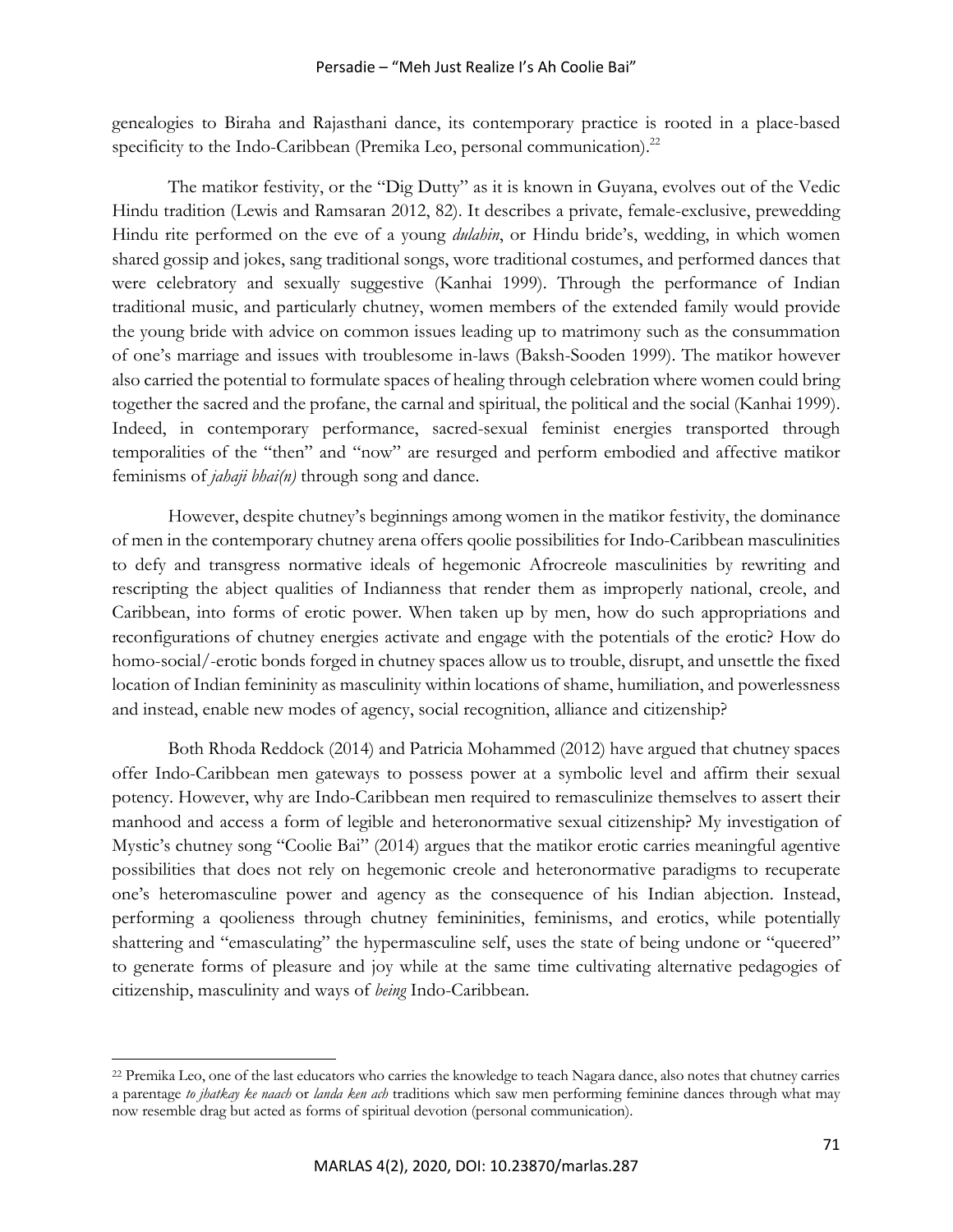genealogies to Biraha and Rajasthani dance, its contemporary practice is rooted in a place-based specificity to the Indo-Caribbean (Premika Leo, personal communication).[22]

The matikor festivity, or the "Dig Dutty" as it is known in Guyana, evolves out of the Vedic Hindu tradition (Lewis and Ramsaran 2012, 82). It describes a private, female-exclusive, prewedding Hindu rite performed on the eve of a young *dulahin*, or Hindu bride's, wedding, in which women shared gossip and jokes, sang traditional songs, wore traditional costumes, and performed dances that were celebratory and sexually suggestive (Kanhai 1999). Through the performance of Indian traditional music, and particularly chutney, women members of the extended family would provide the young bride with advice on common issues leading up to matrimony such as the consummation of one's marriage and issues with troublesome in-laws (Baksh-Sooden 1999). The matikor however also carried the potential to formulate spaces of healing through celebration where women could bring together the sacred and the profane, the carnal and spiritual, the political and the social (Kanhai 1999). Indeed, in contemporary performance, sacred-sexual feminist energies transported through temporalities of the "then" and "now" are resurged and perform embodied and affective matikor feminisms of *jahaji bhai(n)* through song and dance.

However, despite chutney's beginnings among women in the matikor festivity, the dominance of men in the contemporary chutney arena offers qoolie possibilities for Indo-Caribbean masculinities to defy and transgress normative ideals of hegemonic Afrocreole masculinities by rewriting and rescripting the abject qualities of Indianness that render them as improperly national, creole, and Caribbean, into forms of erotic power. When taken up by men, how do such appropriations and reconfigurations of chutney energies activate and engage with the potentials of the erotic? How do homo-social/-erotic bonds forged in chutney spaces allow us to trouble, disrupt, and unsettle the fixed location of Indian femininity as masculinity within locations of shame, humiliation, and powerlessness and instead, enable new modes of agency, social recognition, alliance and citizenship?

Both Rhoda Reddock (2014) and Patricia Mohammed (2012) have argued that chutney spaces offer Indo-Caribbean men gateways to possess power at a symbolic level and affirm their sexual potency. However, why are Indo-Caribbean men required to remasculinize themselves to assert their manhood and access a form of legible and heteronormative sexual citizenship? My investigation of Mystic's chutney song "Coolie Bai" (2014) argues that the matikor erotic carries meaningful agentive possibilities that does not rely on hegemonic creole and heteronormative paradigms to recuperate one's heteromasculine power and agency as the consequence of his Indian abjection. Instead, performing a qoolieness through chutney femininities, feminisms, and erotics, while potentially shattering and "emasculating" the hypermasculine self, uses the state of being undone or "queered" to generate forms of pleasure and joy while at the same time cultivating alternative pedagogies of citizenship, masculinity and ways of *being* Indo-Caribbean.

---

[22] Premika Leo, one of the last educators who carries the knowledge to teach Nagara dance, also notes that chutney carries a parentage *to jhatkay ke naach* or *landa ken ach* traditions which saw men performing feminine dances through what may now resemble drag but acted as forms of spiritual devotion (personal communication).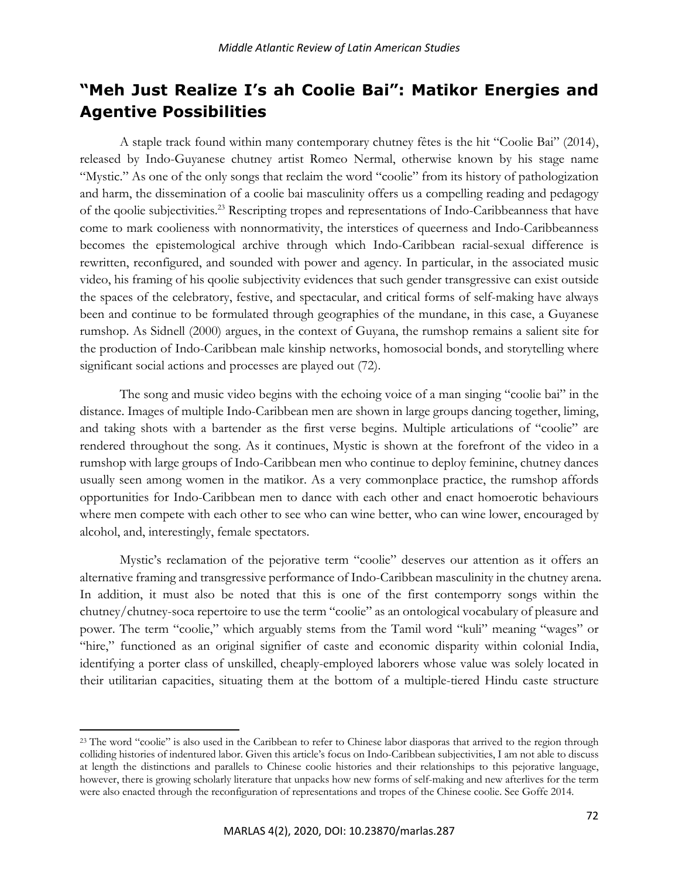## "Meh Just Realize I's ah Coolie Bai": Matikor Energies and Agentive Possibilities

A staple track found within many contemporary chutney fêtes is the hit "Coolie Bai" (2014), released by Indo-Guyanese chutney artist Romeo Nermal, otherwise known by his stage name "Mystic." As one of the only songs that reclaim the word "coolie" from its history of pathologization and harm, the dissemination of a coolie bai masculinity offers us a compelling reading and pedagogy of the qoolie subjectivities.[23] Rescripting tropes and representations of Indo-Caribbeanness that have come to mark coolieness with nonnormativity, the interstices of queerness and Indo-Caribbeanness becomes the epistemological archive through which Indo-Caribbean racial-sexual difference is rewritten, reconfigured, and sounded with power and agency. In particular, in the associated music video, his framing of his qoolie subjectivity evidences that such gender transgressive can exist outside the spaces of the celebratory, festive, and spectacular, and critical forms of self-making have always been and continue to be formulated through geographies of the mundane, in this case, a Guyanese rumshop. As Sidnell (2000) argues, in the context of Guyana, the rumshop remains a salient site for the production of Indo-Caribbean male kinship networks, homosocial bonds, and storytelling where significant social actions and processes are played out (72).

The song and music video begins with the echoing voice of a man singing "coolie bai" in the distance. Images of multiple Indo-Caribbean men are shown in large groups dancing together, liming, and taking shots with a bartender as the first verse begins. Multiple articulations of "coolie" are rendered throughout the song. As it continues, Mystic is shown at the forefront of the video in a rumshop with large groups of Indo-Caribbean men who continue to deploy feminine, chutney dances usually seen among women in the matikor. As a very commonplace practice, the rumshop affords opportunities for Indo-Caribbean men to dance with each other and enact homoerotic behaviours where men compete with each other to see who can wine better, who can wine lower, encouraged by alcohol, and, interestingly, female spectators.

Mystic's reclamation of the pejorative term "coolie" deserves our attention as it offers an alternative framing and transgressive performance of Indo-Caribbean masculinity in the chutney arena. In addition, it must also be noted that this is one of the first contemporry songs within the chutney/chutney-soca repertoire to use the term "coolie" as an ontological vocabulary of pleasure and power. The term "coolie," which arguably stems from the Tamil word "kuli" meaning "wages" or "hire," functioned as an original signifier of caste and economic disparity within colonial India, identifying a porter class of unskilled, cheaply-employed laborers whose value was solely located in their utilitarian capacities, situating them at the bottom of a multiple-tiered Hindu caste structure

---

[23] The word "coolie" is also used in the Caribbean to refer to Chinese labor diasporas that arrived to the region through colliding histories of indentured labor. Given this article's focus on Indo-Caribbean subjectivities, I am not able to discuss at length the distinctions and parallels to Chinese coolie histories and their relationships to this pejorative language, however, there is growing scholarly literature that unpacks how new forms of self-making and new afterlives for the term were also enacted through the reconfiguration of representations and tropes of the Chinese coolie. See Goffe 2014.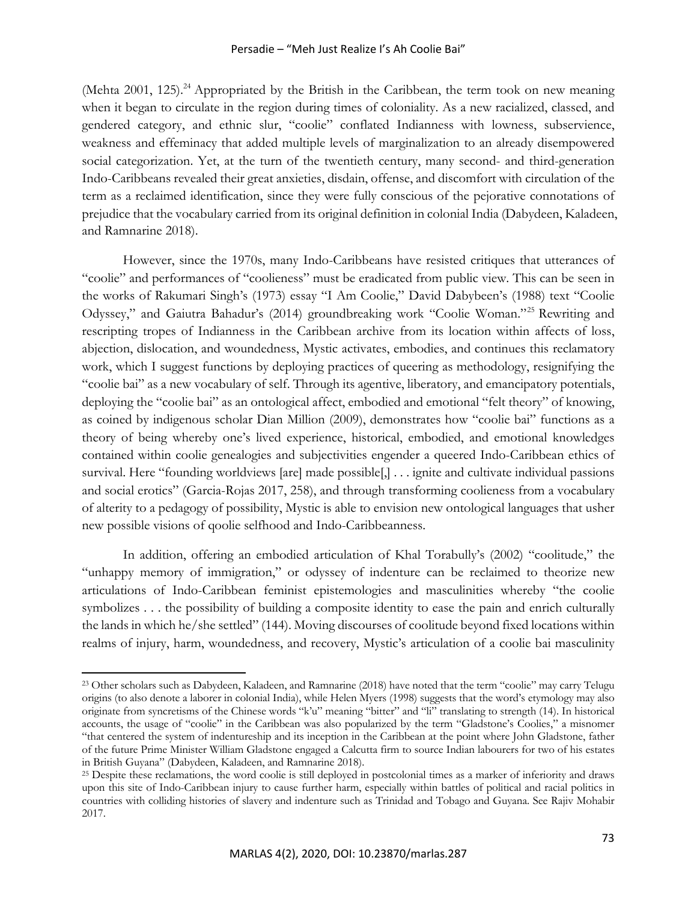(Mehta 2001, 125).[24] Appropriated by the British in the Caribbean, the term took on new meaning when it began to circulate in the region during times of coloniality. As a new racialized, classed, and gendered category, and ethnic slur, "coolie" conflated Indianness with lowness, subservience, weakness and effeminacy that added multiple levels of marginalization to an already disempowered social categorization. Yet, at the turn of the twentieth century, many second- and third-generation Indo-Caribbeans revealed their great anxieties, disdain, offense, and discomfort with circulation of the term as a reclaimed identification, since they were fully conscious of the pejorative connotations of prejudice that the vocabulary carried from its original definition in colonial India (Dabydeen, Kaladeen, and Ramnarine 2018).

However, since the 1970s, many Indo-Caribbeans have resisted critiques that utterances of "coolie" and performances of "coolieness" must be eradicated from public view. This can be seen in the works of Rakumari Singh's (1973) essay "I Am Coolie," David Dabybeen's (1988) text "Coolie Odyssey," and Gaiutra Bahadur's (2014) groundbreaking work "Coolie Woman."[25] Rewriting and rescripting tropes of Indianness in the Caribbean archive from its location within affects of loss, abjection, dislocation, and woundedness, Mystic activates, embodies, and continues this reclamatory work, which I suggest functions by deploying practices of queering as methodology, resignifying the "coolie bai" as a new vocabulary of self. Through its agentive, liberatory, and emancipatory potentials, deploying the "coolie bai" as an ontological affect, embodied and emotional "felt theory" of knowing, as coined by indigenous scholar Dian Million (2009), demonstrates how "coolie bai" functions as a theory of being whereby one's lived experience, historical, embodied, and emotional knowledges contained within coolie genealogies and subjectivities engender a queered Indo-Caribbean ethics of survival. Here "founding worldviews [are] made possible[,] . . . ignite and cultivate individual passions and social erotics" (Garcia-Rojas 2017, 258), and through transforming coolieness from a vocabulary of alterity to a pedagogy of possibility, Mystic is able to envision new ontological languages that usher new possible visions of qoolie selfhood and Indo-Caribbeanness.

In addition, offering an embodied articulation of Khal Torabully's (2002) "coolitude," the "unhappy memory of immigration," or odyssey of indenture can be reclaimed to theorize new articulations of Indo-Caribbean feminist epistemologies and masculinities whereby "the coolie symbolizes . . . the possibility of building a composite identity to ease the pain and enrich culturally the lands in which he/she settled" (144). Moving discourses of coolitude beyond fixed locations within realms of injury, harm, woundedness, and recovery, Mystic's articulation of a coolie bai masculinity

---

[23] Other scholars such as Dabydeen, Kaladeen, and Ramnarine (2018) have noted that the term "coolie" may carry Telugu origins (to also denote a laborer in colonial India), while Helen Myers (1998) suggests that the word's etymology may also originate from syncretisms of the Chinese words "k'u" meaning "bitter" and "li" translating to strength (14). In historical accounts, the usage of "coolie" in the Caribbean was also popularized by the term "Gladstone's Coolies," a misnomer "that centered the system of indentureship and its inception in the Caribbean at the point where John Gladstone, father of the future Prime Minister William Gladstone engaged a Calcutta firm to source Indian labourers for two of his estates in British Guyana" (Dabydeen, Kaladeen, and Ramnarine 2018).

[25] Despite these reclamations, the word coolie is still deployed in postcolonial times as a marker of inferiority and draws upon this site of Indo-Caribbean injury to cause further harm, especially within battles of political and racial politics in countries with colliding histories of slavery and indenture such as Trinidad and Tobago and Guyana. See Rajiv Mohabir 2017.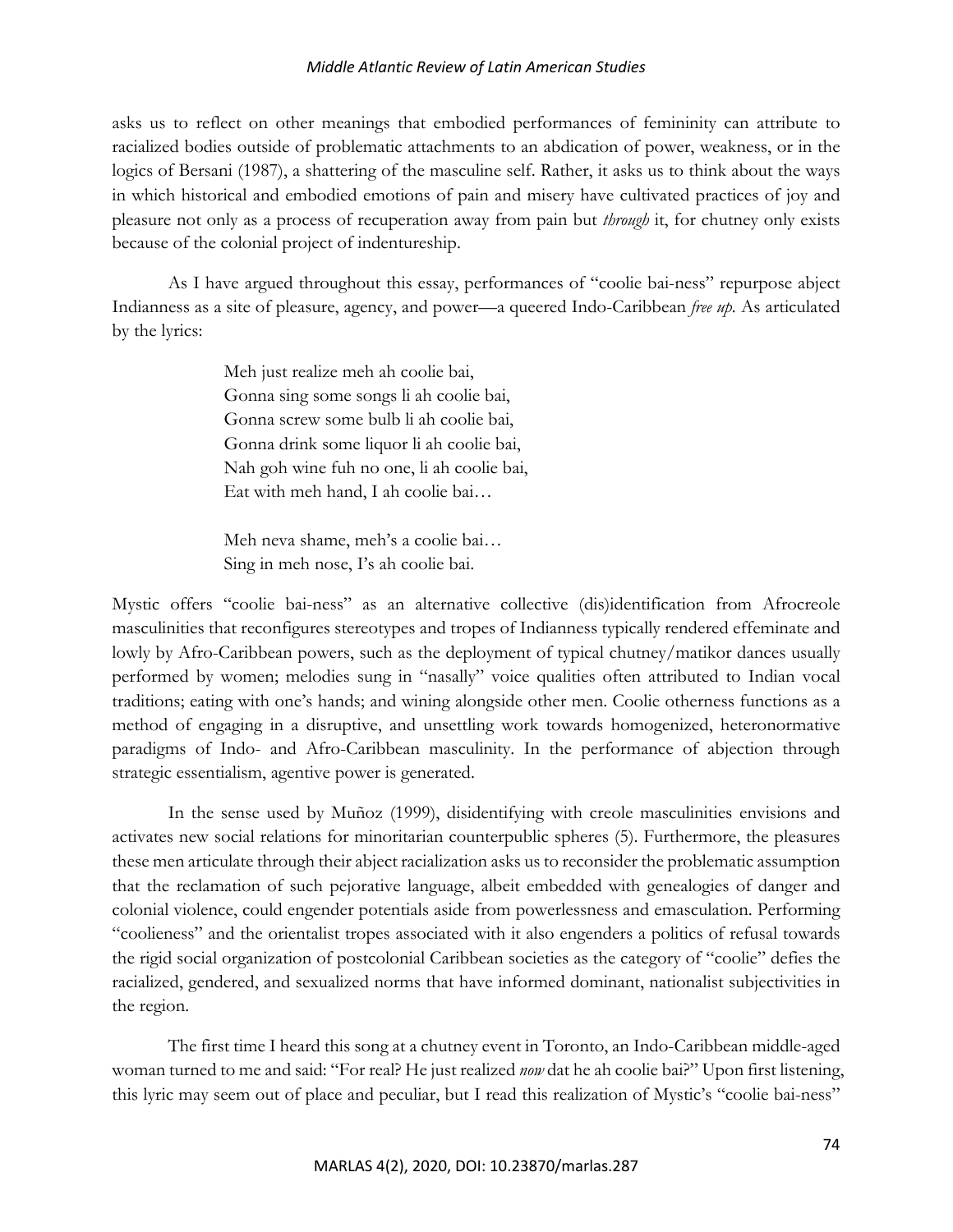asks us to reflect on other meanings that embodied performances of femininity can attribute to racialized bodies outside of problematic attachments to an abdication of power, weakness, or in the logics of Bersani (1987), a shattering of the masculine self. Rather, it asks us to think about the ways in which historical and embodied emotions of pain and misery have cultivated practices of joy and pleasure not only as a process of recuperation away from pain but *through* it, for chutney only exists because of the colonial project of indentureship.

As I have argued throughout this essay, performances of "coolie bai-ness" repurpose abject Indianness as a site of pleasure, agency, and power—a queered Indo-Caribbean *free up*. As articulated by the lyrics:

> Meh just realize meh ah coolie bai,
> Gonna sing some songs li ah coolie bai,
> Gonna screw some bulb li ah coolie bai,
> Gonna drink some liquor li ah coolie bai,
> Nah goh wine fuh no one, li ah coolie bai,
> Eat with meh hand, I ah coolie bai…
>
> Meh neva shame, meh's a coolie bai…
> Sing in meh nose, I's ah coolie bai.

Mystic offers "coolie bai-ness" as an alternative collective (dis)identification from Afrocreole masculinities that reconfigures stereotypes and tropes of Indianness typically rendered effeminate and lowly by Afro-Caribbean powers, such as the deployment of typical chutney/matikor dances usually performed by women; melodies sung in "nasally" voice qualities often attributed to Indian vocal traditions; eating with one's hands; and wining alongside other men. Coolie otherness functions as a method of engaging in a disruptive, and unsettling work towards homogenized, heteronormative paradigms of Indo- and Afro-Caribbean masculinity. In the performance of abjection through strategic essentialism, agentive power is generated.

In the sense used by Muñoz (1999), disidentifying with creole masculinities envisions and activates new social relations for minoritarian counterpublic spheres (5). Furthermore, the pleasures these men articulate through their abject racialization asks us to reconsider the problematic assumption that the reclamation of such pejorative language, albeit embedded with genealogies of danger and colonial violence, could engender potentials aside from powerlessness and emasculation. Performing "coolieness" and the orientalist tropes associated with it also engenders a politics of refusal towards the rigid social organization of postcolonial Caribbean societies as the category of "coolie" defies the racialized, gendered, and sexualized norms that have informed dominant, nationalist subjectivities in the region.

The first time I heard this song at a chutney event in Toronto, an Indo-Caribbean middle-aged woman turned to me and said: "For real? He just realized *now* dat he ah coolie bai?" Upon first listening, this lyric may seem out of place and peculiar, but I read this realization of Mystic's "coolie bai-ness"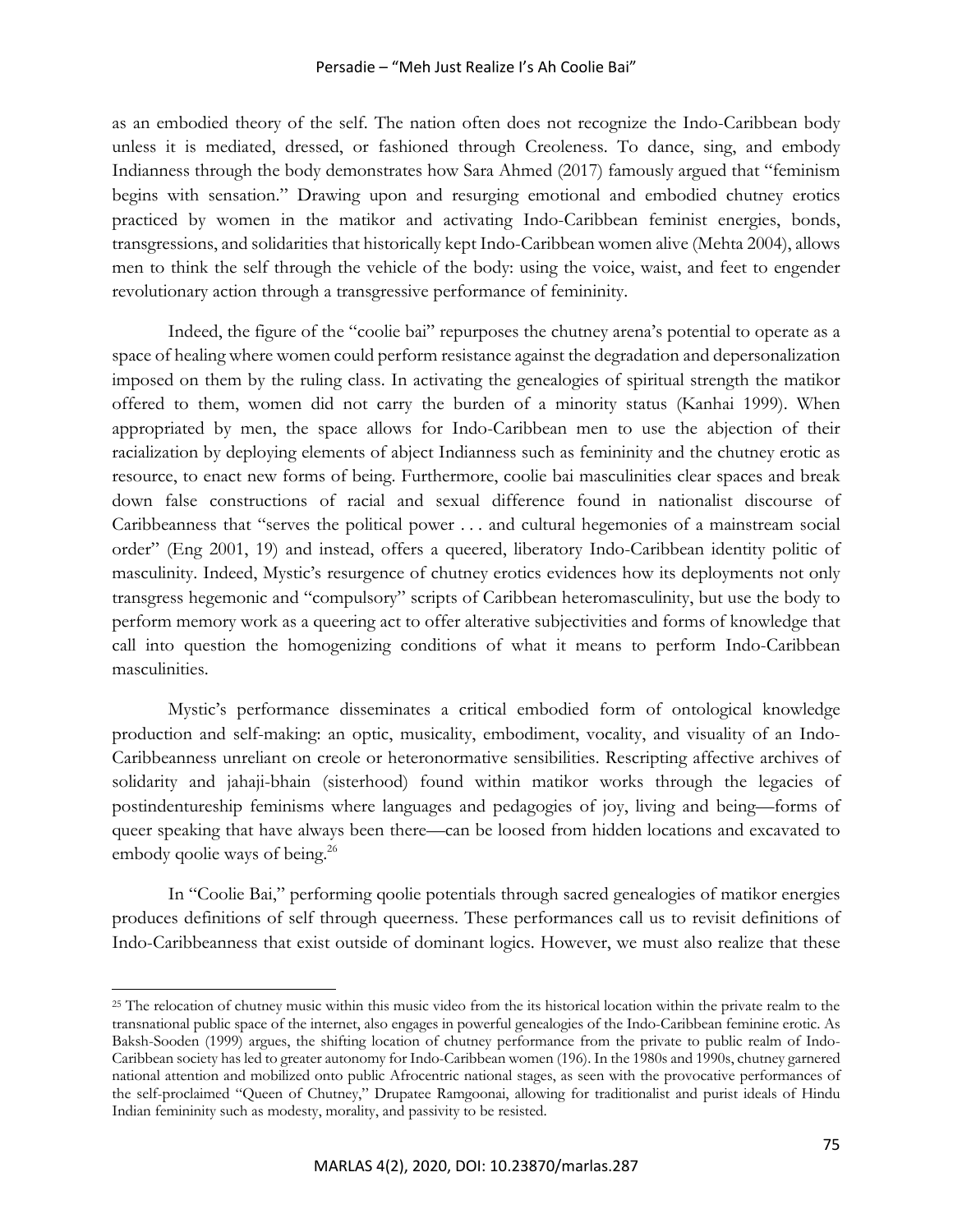as an embodied theory of the self. The nation often does not recognize the Indo-Caribbean body unless it is mediated, dressed, or fashioned through Creoleness. To dance, sing, and embody Indianness through the body demonstrates how Sara Ahmed (2017) famously argued that "feminism begins with sensation." Drawing upon and resurging emotional and embodied chutney erotics practiced by women in the matikor and activating Indo-Caribbean feminist energies, bonds, transgressions, and solidarities that historically kept Indo-Caribbean women alive (Mehta 2004), allows men to think the self through the vehicle of the body: using the voice, waist, and feet to engender revolutionary action through a transgressive performance of femininity.

Indeed, the figure of the "coolie bai" repurposes the chutney arena's potential to operate as a space of healing where women could perform resistance against the degradation and depersonalization imposed on them by the ruling class. In activating the genealogies of spiritual strength the matikor offered to them, women did not carry the burden of a minority status (Kanhai 1999). When appropriated by men, the space allows for Indo-Caribbean men to use the abjection of their racialization by deploying elements of abject Indianness such as femininity and the chutney erotic as resource, to enact new forms of being. Furthermore, coolie bai masculinities clear spaces and break down false constructions of racial and sexual difference found in nationalist discourse of Caribbeanness that "serves the political power . . . and cultural hegemonies of a mainstream social order" (Eng 2001, 19) and instead, offers a queered, liberatory Indo-Caribbean identity politic of masculinity. Indeed, Mystic's resurgence of chutney erotics evidences how its deployments not only transgress hegemonic and "compulsory" scripts of Caribbean heteromasculinity, but use the body to perform memory work as a queering act to offer alterative subjectivities and forms of knowledge that call into question the homogenizing conditions of what it means to perform Indo-Caribbean masculinities.

Mystic's performance disseminates a critical embodied form of ontological knowledge production and self-making: an optic, musicality, embodiment, vocality, and visuality of an Indo-Caribbeanness unreliant on creole or heteronormative sensibilities. Rescripting affective archives of solidarity and jahaji-bhain (sisterhood) found within matikor works through the legacies of postindentureship feminisms where languages and pedagogies of joy, living and being—forms of queer speaking that have always been there—can be loosed from hidden locations and excavated to embody qoolie ways of being.[26]

In "Coolie Bai," performing qoolie potentials through sacred genealogies of matikor energies produces definitions of self through queerness. These performances call us to revisit definitions of Indo-Caribbeanness that exist outside of dominant logics. However, we must also realize that these

---

[25] The relocation of chutney music within this music video from the its historical location within the private realm to the transnational public space of the internet, also engages in powerful genealogies of the Indo-Caribbean feminine erotic. As Baksh-Sooden (1999) argues, the shifting location of chutney performance from the private to public realm of Indo-Caribbean society has led to greater autonomy for Indo-Caribbean women (196). In the 1980s and 1990s, chutney garnered national attention and mobilized onto public Afrocentric national stages, as seen with the provocative performances of the self-proclaimed "Queen of Chutney," Drupatee Ramgoonai, allowing for traditionalist and purist ideals of Hindu Indian femininity such as modesty, morality, and passivity to be resisted.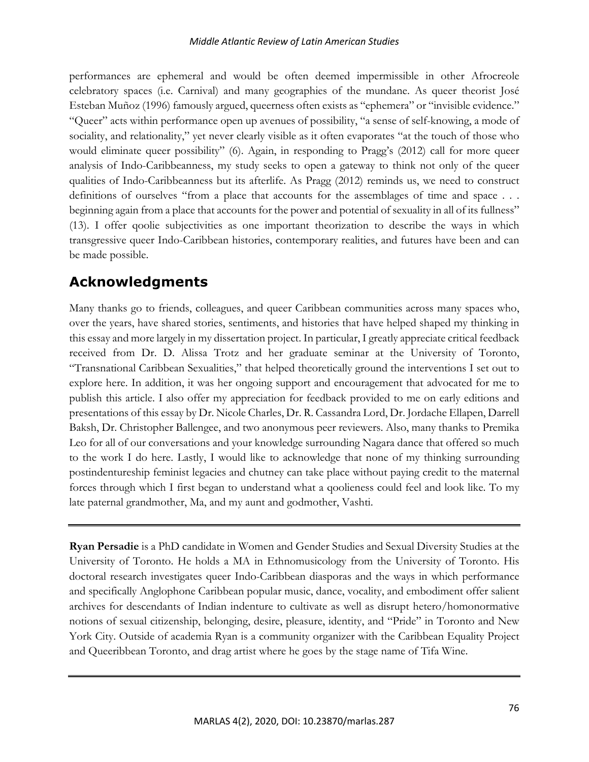performances are ephemeral and would be often deemed impermissible in other Afrocreole celebratory spaces (i.e. Carnival) and many geographies of the mundane. As queer theorist José Esteban Muñoz (1996) famously argued, queerness often exists as "ephemera" or "invisible evidence." "Queer" acts within performance open up avenues of possibility, "a sense of self-knowing, a mode of sociality, and relationality," yet never clearly visible as it often evaporates "at the touch of those who would eliminate queer possibility" (6). Again, in responding to Pragg's (2012) call for more queer analysis of Indo-Caribbeanness, my study seeks to open a gateway to think not only of the queer qualities of Indo-Caribbeanness but its afterlife. As Pragg (2012) reminds us, we need to construct definitions of ourselves "from a place that accounts for the assemblages of time and space . . . beginning again from a place that accounts for the power and potential of sexuality in all of its fullness" (13). I offer qoolie subjectivities as one important theorization to describe the ways in which transgressive queer Indo-Caribbean histories, contemporary realities, and futures have been and can be made possible.

## Acknowledgments

Many thanks go to friends, colleagues, and queer Caribbean communities across many spaces who, over the years, have shared stories, sentiments, and histories that have helped shaped my thinking in this essay and more largely in my dissertation project. In particular, I greatly appreciate critical feedback received from Dr. D. Alissa Trotz and her graduate seminar at the University of Toronto, "Transnational Caribbean Sexualities," that helped theoretically ground the interventions I set out to explore here. In addition, it was her ongoing support and encouragement that advocated for me to publish this article. I also offer my appreciation for feedback provided to me on early editions and presentations of this essay by Dr. Nicole Charles, Dr. R. Cassandra Lord, Dr. Jordache Ellapen, Darrell Baksh, Dr. Christopher Ballengee, and two anonymous peer reviewers. Also, many thanks to Premika Leo for all of our conversations and your knowledge surrounding Nagara dance that offered so much to the work I do here. Lastly, I would like to acknowledge that none of my thinking surrounding postindentureship feminist legacies and chutney can take place without paying credit to the maternal forces through which I first began to understand what a qoolieness could feel and look like. To my late paternal grandmother, Ma, and my aunt and godmother, Vashti.

---

**Ryan Persadie** is a PhD candidate in Women and Gender Studies and Sexual Diversity Studies at the University of Toronto. He holds a MA in Ethnomusicology from the University of Toronto. His doctoral research investigates queer Indo-Caribbean diasporas and the ways in which performance and specifically Anglophone Caribbean popular music, dance, vocality, and embodiment offer salient archives for descendants of Indian indenture to cultivate as well as disrupt hetero/homonormative notions of sexual citizenship, belonging, desire, pleasure, identity, and "Pride" in Toronto and New York City. Outside of academia Ryan is a community organizer with the Caribbean Equality Project and Queeribbean Toronto, and drag artist where he goes by the stage name of Tifa Wine.

---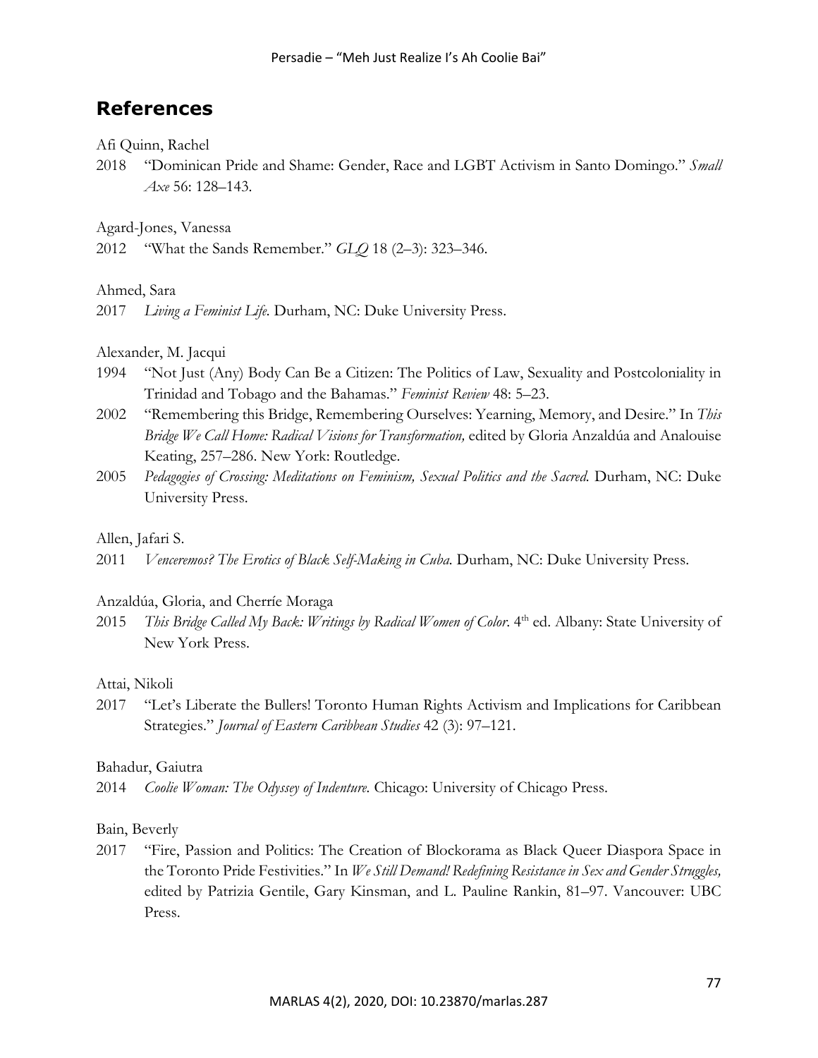## References

Afi Quinn, Rachel

2018 "Dominican Pride and Shame: Gender, Race and LGBT Activism in Santo Domingo." *Small Axe* 56: 128–143.

Agard-Jones, Vanessa

2012 "What the Sands Remember." *GLQ* 18 (2–3): 323–346.

Ahmed, Sara

2017 *Living a Feminist Life.* Durham, NC: Duke University Press.

Alexander, M. Jacqui

1994 "Not Just (Any) Body Can Be a Citizen: The Politics of Law, Sexuality and Postcoloniality in Trinidad and Tobago and the Bahamas." *Feminist Review* 48: 5–23.

2002 "Remembering this Bridge, Remembering Ourselves: Yearning, Memory, and Desire." In *This Bridge We Call Home: Radical Visions for Transformation,* edited by Gloria Anzaldúa and Analouise Keating, 257–286. New York: Routledge.

2005 *Pedagogies of Crossing: Meditations on Feminism, Sexual Politics and the Sacred.* Durham, NC: Duke University Press.

Allen, Jafari S.

2011 *Venceremos? The Erotics of Black Self-Making in Cuba.* Durham, NC: Duke University Press.

Anzaldúa, Gloria, and Cherríe Moraga

2015 *This Bridge Called My Back: Writings by Radical Women of Color*. 4th ed. Albany: State University of New York Press.

Attai, Nikoli

2017 "Let's Liberate the Bullers! Toronto Human Rights Activism and Implications for Caribbean Strategies." *Journal of Eastern Caribbean Studies* 42 (3): 97–121.

Bahadur, Gaiutra

2014 *Coolie Woman: The Odyssey of Indenture.* Chicago: University of Chicago Press.

Bain, Beverly

2017 "Fire, Passion and Politics: The Creation of Blockorama as Black Queer Diaspora Space in the Toronto Pride Festivities." In *We Still Demand! Redefining Resistance in Sex and Gender Struggles,* edited by Patrizia Gentile, Gary Kinsman, and L. Pauline Rankin, 81–97. Vancouver: UBC Press.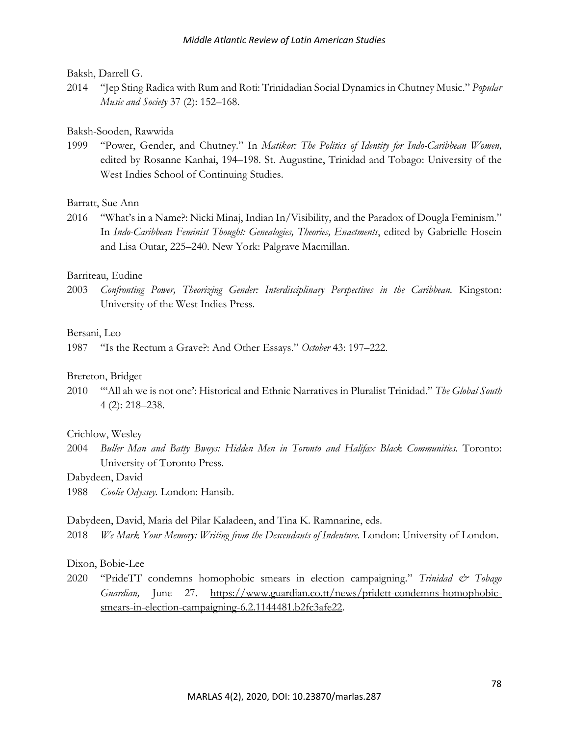Baksh, Darrell G.

2014 "Jep Sting Radica with Rum and Roti: Trinidadian Social Dynamics in Chutney Music." *Popular Music and Society* 37 (2): 152–168.

Baksh-Sooden, Rawwida

1999 "Power, Gender, and Chutney." In *Matikor: The Politics of Identity for Indo-Caribbean Women,* edited by Rosanne Kanhai, 194–198. St. Augustine, Trinidad and Tobago: University of the West Indies School of Continuing Studies.

Barratt, Sue Ann

2016 "What's in a Name?: Nicki Minaj, Indian In/Visibility, and the Paradox of Dougla Feminism." In *Indo-Caribbean Feminist Thought: Genealogies, Theories, Enactments*, edited by Gabrielle Hosein and Lisa Outar, 225–240. New York: Palgrave Macmillan.

Barriteau, Eudine

2003 *Confronting Power, Theorizing Gender: Interdisciplinary Perspectives in the Caribbean.* Kingston: University of the West Indies Press.

Bersani, Leo

1987 "Is the Rectum a Grave?: And Other Essays." *October* 43: 197–222.

Brereton, Bridget

2010 "'All ah we is not one': Historical and Ethnic Narratives in Pluralist Trinidad." *The Global South* 4 (2): 218–238.

Crichlow, Wesley

2004 *Buller Man and Batty Bwoys: Hidden Men in Toronto and Halifax Black Communities.* Toronto: University of Toronto Press.

Dabydeen, David

1988 *Coolie Odyssey.* London: Hansib.

Dabydeen, David, Maria del Pilar Kaladeen, and Tina K. Ramnarine, eds.

2018 *We Mark Your Memory: Writing from the Descendants of Indenture.* London: University of London.

Dixon, Bobie-Lee

2020 "PrideTT condemns homophobic smears in election campaigning." *Trinidad & Tobago Guardian,* June 27. https://www.guardian.co.tt/news/pridett-condemns-homophobic-smears-in-election-campaigning-6.2.1144481.b2fc3afe22.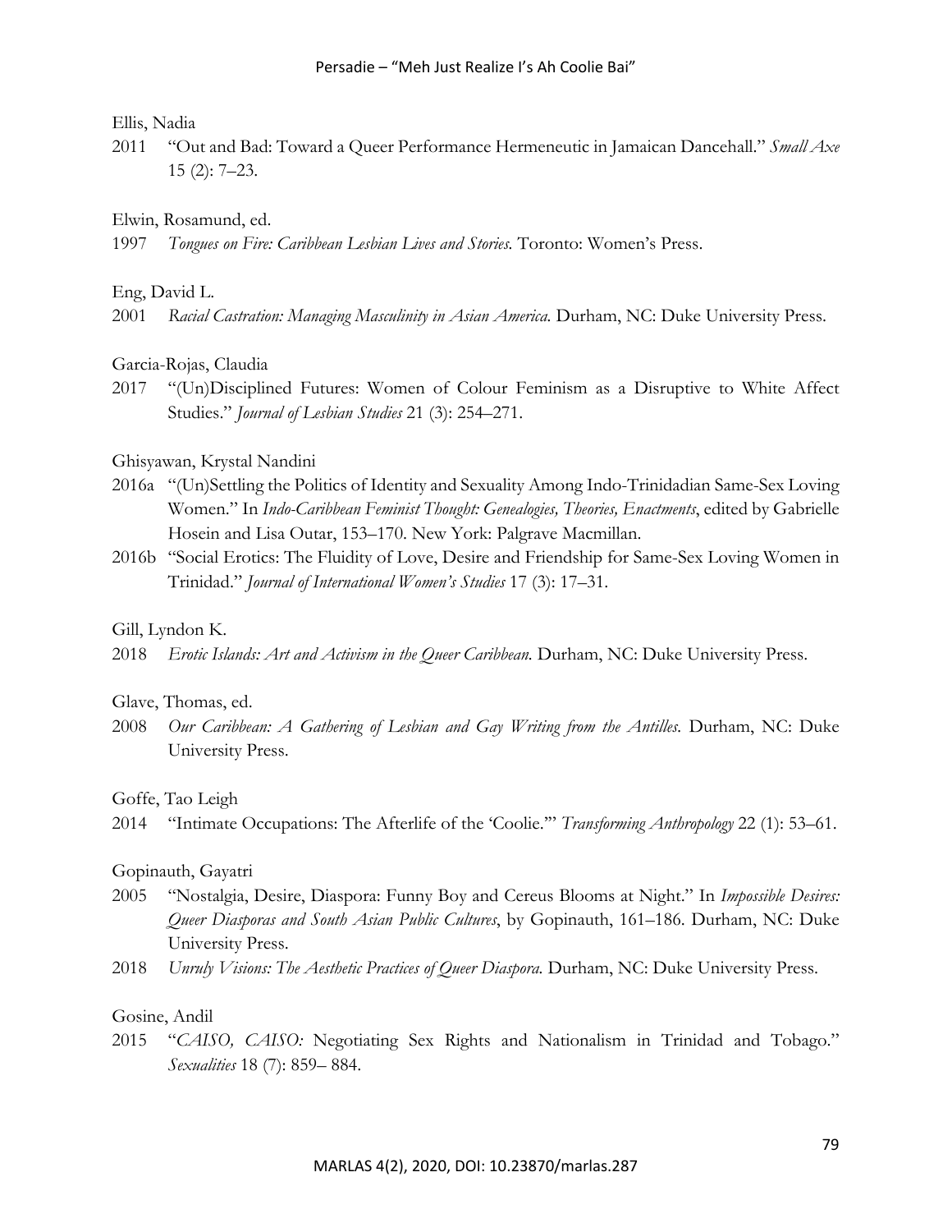Ellis, Nadia

2011 "Out and Bad: Toward a Queer Performance Hermeneutic in Jamaican Dancehall." *Small Axe* 15 (2): 7–23.

Elwin, Rosamund, ed.

1997 *Tongues on Fire: Caribbean Lesbian Lives and Stories.* Toronto: Women's Press.

Eng, David L.

2001 *Racial Castration: Managing Masculinity in Asian America.* Durham, NC: Duke University Press.

Garcia-Rojas, Claudia

2017 "(Un)Disciplined Futures: Women of Colour Feminism as a Disruptive to White Affect Studies." *Journal of Lesbian Studies* 21 (3): 254–271.

Ghisyawan, Krystal Nandini

2016a "(Un)Settling the Politics of Identity and Sexuality Among Indo-Trinidadian Same-Sex Loving Women." In *Indo-Caribbean Feminist Thought: Genealogies, Theories, Enactments*, edited by Gabrielle Hosein and Lisa Outar, 153–170. New York: Palgrave Macmillan.

2016b "Social Erotics: The Fluidity of Love, Desire and Friendship for Same-Sex Loving Women in Trinidad." *Journal of International Women's Studies* 17 (3): 17–31.

Gill, Lyndon K.

2018 *Erotic Islands: Art and Activism in the Queer Caribbean.* Durham, NC: Duke University Press.

Glave, Thomas, ed.

2008 *Our Caribbean: A Gathering of Lesbian and Gay Writing from the Antilles.* Durham, NC: Duke University Press.

Goffe, Tao Leigh

2014 "Intimate Occupations: The Afterlife of the 'Coolie.'" *Transforming Anthropology* 22 (1): 53–61.

Gopinauth, Gayatri

2005 "Nostalgia, Desire, Diaspora: Funny Boy and Cereus Blooms at Night." In *Impossible Desires: Queer Diasporas and South Asian Public Cultures*, by Gopinauth, 161–186. Durham, NC: Duke University Press.

2018 *Unruly Visions: The Aesthetic Practices of Queer Diaspora.* Durham, NC: Duke University Press.

Gosine, Andil

2015 "*CAISO, CAISO:* Negotiating Sex Rights and Nationalism in Trinidad and Tobago." *Sexualities* 18 (7): 859– 884.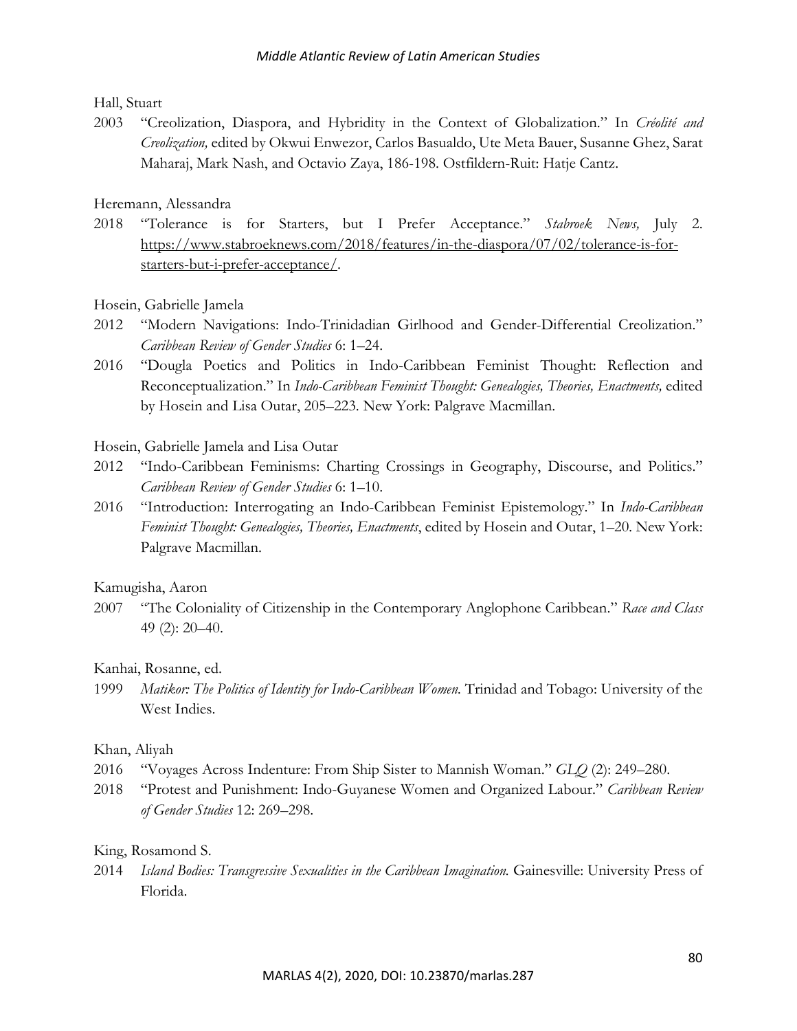Hall, Stuart

2003 "Creolization, Diaspora, and Hybridity in the Context of Globalization." In *Créolité and Creolization,* edited by Okwui Enwezor, Carlos Basualdo, Ute Meta Bauer, Susanne Ghez, Sarat Maharaj, Mark Nash, and Octavio Zaya, 186-198. Ostfildern-Ruit: Hatje Cantz.

Heremann, Alessandra

2018 "Tolerance is for Starters, but I Prefer Acceptance." *Stabroek News,* July 2. https://www.stabroeknews.com/2018/features/in-the-diaspora/07/02/tolerance-is-for-starters-but-i-prefer-acceptance/.

Hosein, Gabrielle Jamela

2012 "Modern Navigations: Indo-Trinidadian Girlhood and Gender-Differential Creolization." *Caribbean Review of Gender Studies* 6: 1–24.

2016 "Dougla Poetics and Politics in Indo-Caribbean Feminist Thought: Reflection and Reconceptualization." In *Indo-Caribbean Feminist Thought: Genealogies, Theories, Enactments,* edited by Hosein and Lisa Outar, 205–223. New York: Palgrave Macmillan.

Hosein, Gabrielle Jamela and Lisa Outar

2012 "Indo-Caribbean Feminisms: Charting Crossings in Geography, Discourse, and Politics." *Caribbean Review of Gender Studies* 6: 1–10.

2016 "Introduction: Interrogating an Indo-Caribbean Feminist Epistemology." In *Indo-Caribbean Feminist Thought: Genealogies, Theories, Enactments*, edited by Hosein and Outar, 1–20. New York: Palgrave Macmillan.

Kamugisha, Aaron

2007 "The Coloniality of Citizenship in the Contemporary Anglophone Caribbean." *Race and Class* 49 (2): 20–40.

Kanhai, Rosanne, ed.

1999 *Matikor: The Politics of Identity for Indo-Caribbean Women.* Trinidad and Tobago: University of the West Indies.

Khan, Aliyah

2016 "Voyages Across Indenture: From Ship Sister to Mannish Woman." *GLQ* (2): 249–280.

2018 "Protest and Punishment: Indo-Guyanese Women and Organized Labour." *Caribbean Review of Gender Studies* 12: 269–298.

King, Rosamond S.

2014 *Island Bodies: Transgressive Sexualities in the Caribbean Imagination.* Gainesville: University Press of Florida.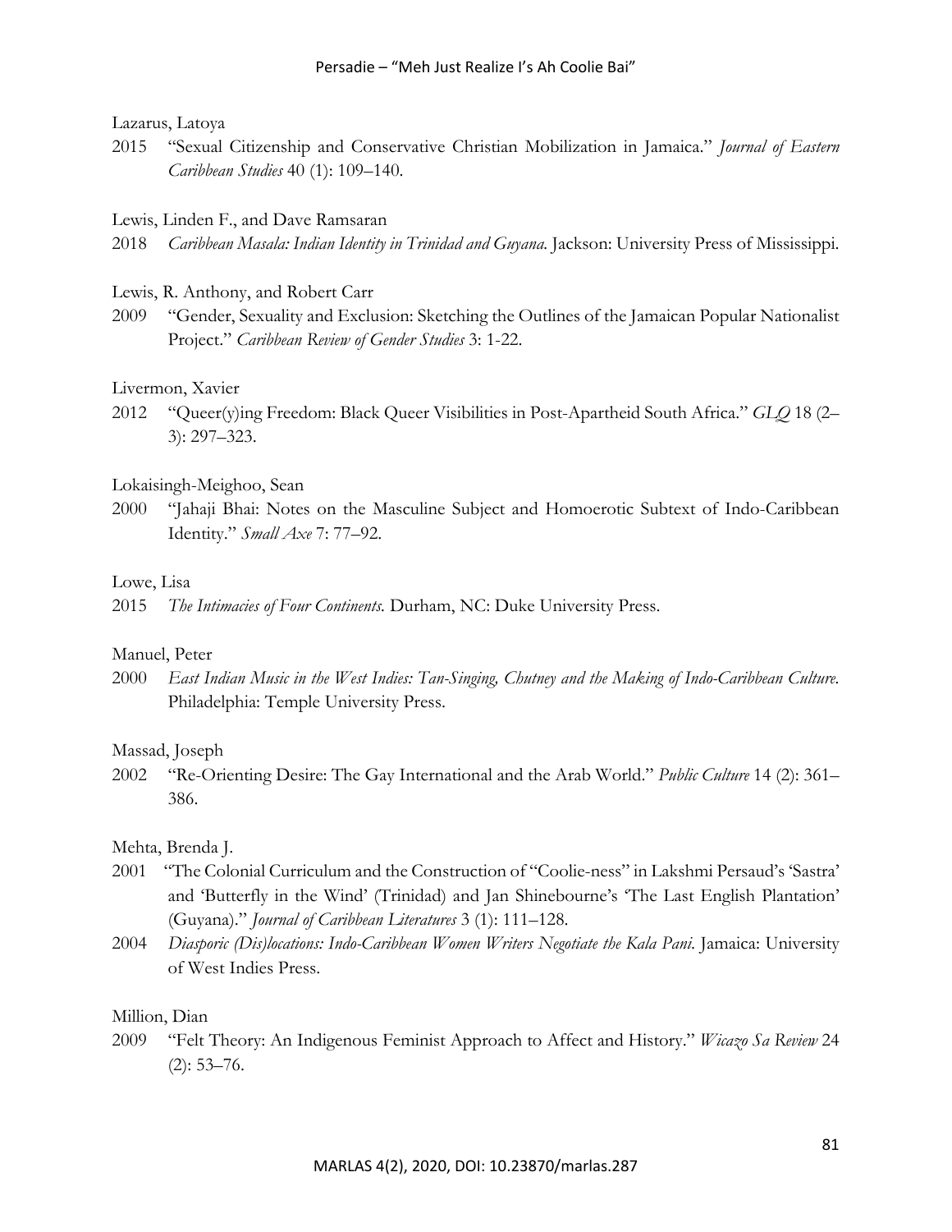Lazarus, Latoya

2015 "Sexual Citizenship and Conservative Christian Mobilization in Jamaica." *Journal of Eastern Caribbean Studies* 40 (1): 109–140.

Lewis, Linden F., and Dave Ramsaran

2018 *Caribbean Masala: Indian Identity in Trinidad and Guyana.* Jackson: University Press of Mississippi.

Lewis, R. Anthony, and Robert Carr

2009 "Gender, Sexuality and Exclusion: Sketching the Outlines of the Jamaican Popular Nationalist Project." *Caribbean Review of Gender Studies* 3: 1-22.

Livermon, Xavier

2012 "Queer(y)ing Freedom: Black Queer Visibilities in Post-Apartheid South Africa." *GLQ* 18 (2–3): 297–323.

Lokaisingh-Meighoo, Sean

2000 "Jahaji Bhai: Notes on the Masculine Subject and Homoerotic Subtext of Indo-Caribbean Identity." *Small Axe* 7: 77–92.

Lowe, Lisa

2015 *The Intimacies of Four Continents.* Durham, NC: Duke University Press.

Manuel, Peter

2000 *East Indian Music in the West Indies: Tan-Singing, Chutney and the Making of Indo-Caribbean Culture.* Philadelphia: Temple University Press.

Massad, Joseph

2002 "Re-Orienting Desire: The Gay International and the Arab World." *Public Culture* 14 (2): 361–386.

Mehta, Brenda J.

2001 "The Colonial Curriculum and the Construction of "Coolie-ness" in Lakshmi Persaud's 'Sastra' and 'Butterfly in the Wind' (Trinidad) and Jan Shinebourne's 'The Last English Plantation' (Guyana)." *Journal of Caribbean Literatures* 3 (1): 111–128.

2004 *Diasporic (Dis)locations: Indo-Caribbean Women Writers Negotiate the Kala Pani.* Jamaica: University of West Indies Press.

Million, Dian

2009 "Felt Theory: An Indigenous Feminist Approach to Affect and History." *Wicazo Sa Review* 24 (2): 53–76.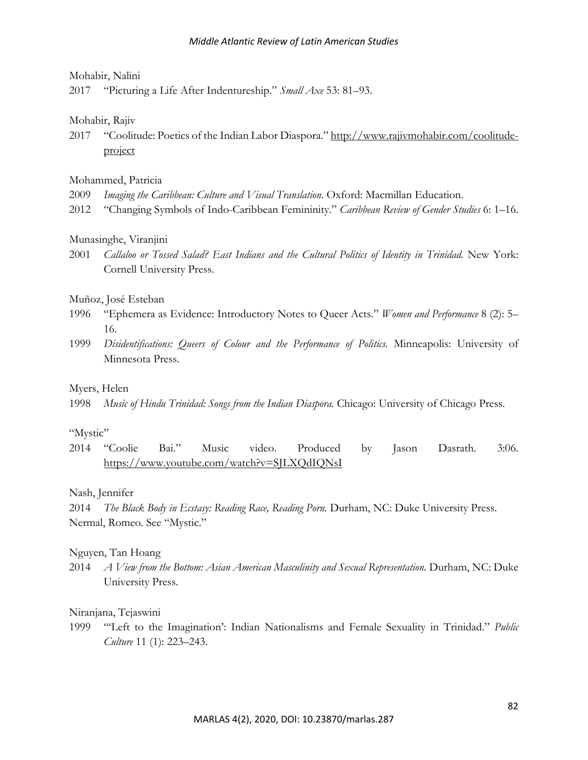Mohabir, Nalini

2017 "Picturing a Life After Indentureship." *Small Axe* 53: 81–93.

Mohabir, Rajiv

2017 "Coolitude: Poetics of the Indian Labor Diaspora." http://www.rajivmohabir.com/coolitude-project

Mohammed, Patricia

2009 *Imaging the Caribbean: Culture and Visual Translation.* Oxford: Macmillan Education.

2012 "Changing Symbols of Indo-Caribbean Femininity." *Caribbean Review of Gender Studies* 6: 1–16.

Munasinghe, Viranjini

2001 *Callaloo or Tossed Salad? East Indians and the Cultural Politics of Identity in Trinidad.* New York: Cornell University Press.

Muñoz, José Esteban

1996 "Ephemera as Evidence: Introductory Notes to Queer Acts." *Women and Performance* 8 (2): 5–16.

1999 *Disidentifications: Queers of Colour and the Performance of Politics.* Minneapolis: University of Minnesota Press.

Myers, Helen

1998 *Music of Hindu Trinidad: Songs from the Indian Diaspora.* Chicago: University of Chicago Press.

"Mystic"

2014 "Coolie Bai." Music video. Produced by Jason Dasrath. 3:06. https://www.youtube.com/watch?v=SJLXQdIQNsI

Nash, Jennifer

2014 *The Black Body in Ecstasy: Reading Race, Reading Porn.* Durham, NC: Duke University Press.

Nermal, Romeo. See "Mystic."

Nguyen, Tan Hoang

2014 *A View from the Bottom: Asian American Masculinity and Sexual Representation.* Durham, NC: Duke University Press.

Niranjana, Tejaswini

1999 "'Left to the Imagination': Indian Nationalisms and Female Sexuality in Trinidad." *Public Culture* 11 (1): 223–243.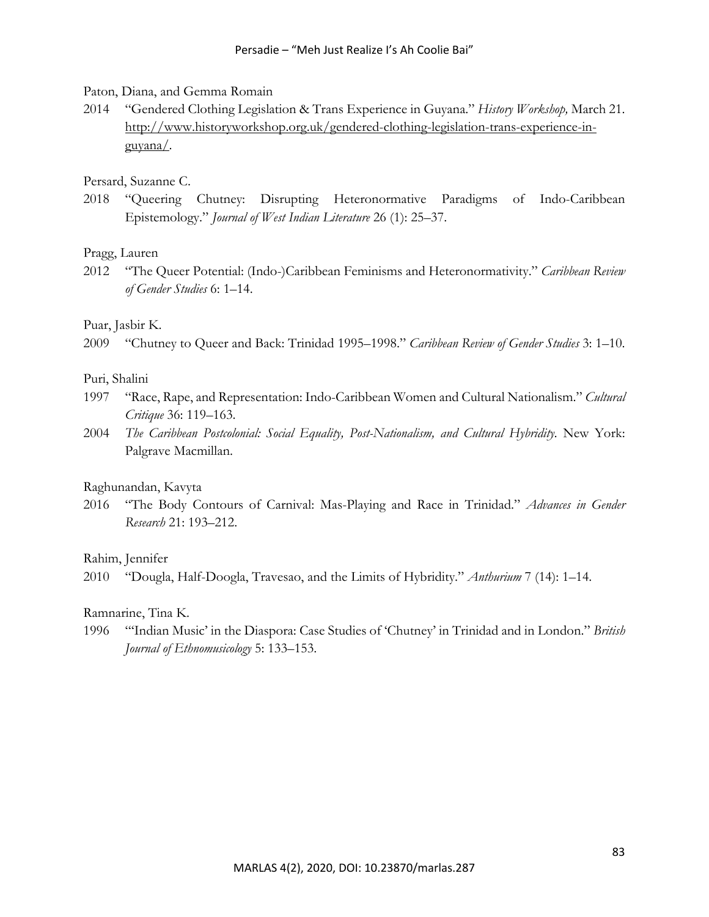Paton, Diana, and Gemma Romain

2014 "Gendered Clothing Legislation & Trans Experience in Guyana." *History Workshop,* March 21. http://www.historyworkshop.org.uk/gendered-clothing-legislation-trans-experience-in-guyana/.

Persard, Suzanne C.

2018 "Queering Chutney: Disrupting Heteronormative Paradigms of Indo-Caribbean Epistemology." *Journal of West Indian Literature* 26 (1): 25–37.

Pragg, Lauren

2012 "The Queer Potential: (Indo-)Caribbean Feminisms and Heteronormativity." *Caribbean Review of Gender Studies* 6: 1–14.

Puar, Jasbir K.

2009 "Chutney to Queer and Back: Trinidad 1995–1998." *Caribbean Review of Gender Studies* 3: 1–10.

Puri, Shalini

1997 "Race, Rape, and Representation: Indo-Caribbean Women and Cultural Nationalism." *Cultural Critique* 36: 119–163.

2004 *The Caribbean Postcolonial: Social Equality, Post-Nationalism, and Cultural Hybridity*. New York: Palgrave Macmillan.

Raghunandan, Kavyta

2016 "The Body Contours of Carnival: Mas-Playing and Race in Trinidad." *Advances in Gender Research* 21: 193–212.

Rahim, Jennifer

2010 "Dougla, Half-Dougla, Travesao, and the Limits of Hybridity." *Anthurium* 7 (14): 1–14.

Ramnarine, Tina K.

1996 "'Indian Music' in the Diaspora: Case Studies of 'Chutney' in Trinidad and in London." *British Journal of Ethnomusicology* 5: 133–153.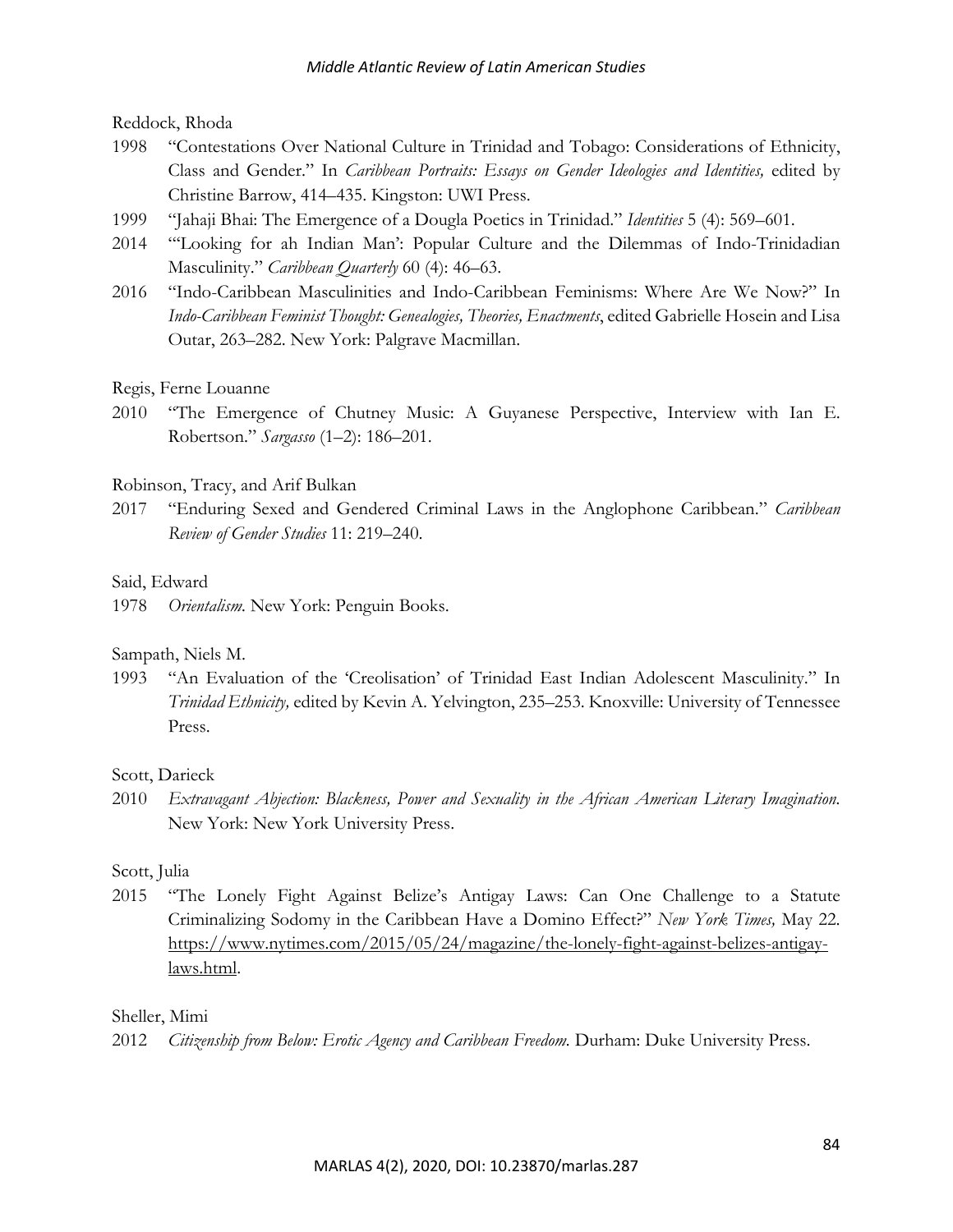Reddock, Rhoda

1998 "Contestations Over National Culture in Trinidad and Tobago: Considerations of Ethnicity, Class and Gender." In *Caribbean Portraits: Essays on Gender Ideologies and Identities,* edited by Christine Barrow, 414–435. Kingston: UWI Press.

1999 "Jahaji Bhai: The Emergence of a Dougla Poetics in Trinidad." *Identities* 5 (4): 569–601.

2014 "'Looking for ah Indian Man': Popular Culture and the Dilemmas of Indo-Trinidadian Masculinity." *Caribbean Quarterly* 60 (4): 46–63.

2016 "Indo-Caribbean Masculinities and Indo-Caribbean Feminisms: Where Are We Now?" In *Indo-Caribbean Feminist Thought: Genealogies, Theories, Enactments*, edited Gabrielle Hosein and Lisa Outar, 263–282. New York: Palgrave Macmillan.

Regis, Ferne Louanne

2010 "The Emergence of Chutney Music: A Guyanese Perspective, Interview with Ian E. Robertson." *Sargasso* (1–2): 186–201.

Robinson, Tracy, and Arif Bulkan

2017 "Enduring Sexed and Gendered Criminal Laws in the Anglophone Caribbean." *Caribbean Review of Gender Studies* 11: 219–240.

Said, Edward

1978 *Orientalism.* New York: Penguin Books.

Sampath, Niels M.

1993 "An Evaluation of the 'Creolisation' of Trinidad East Indian Adolescent Masculinity." In *Trinidad Ethnicity,* edited by Kevin A. Yelvington, 235–253. Knoxville: University of Tennessee Press.

Scott, Darieck

2010 *Extravagant Abjection: Blackness, Power and Sexuality in the African American Literary Imagination.* New York: New York University Press.

Scott, Julia

2015 "The Lonely Fight Against Belize's Antigay Laws: Can One Challenge to a Statute Criminalizing Sodomy in the Caribbean Have a Domino Effect?" *New York Times,* May 22. https://www.nytimes.com/2015/05/24/magazine/the-lonely-fight-against-belizes-antigay-laws.html.

Sheller, Mimi

2012 *Citizenship from Below: Erotic Agency and Caribbean Freedom.* Durham: Duke University Press.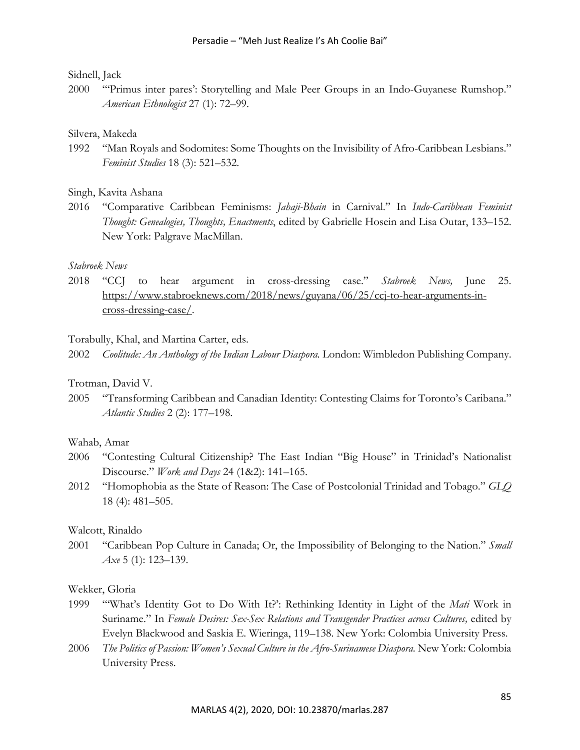Sidnell, Jack

2000 "'Primus inter pares': Storytelling and Male Peer Groups in an Indo-Guyanese Rumshop." *American Ethnologist* 27 (1): 72–99.

Silvera, Makeda

1992 "Man Royals and Sodomites: Some Thoughts on the Invisibility of Afro-Caribbean Lesbians." *Feminist Studies* 18 (3): 521–532.

Singh, Kavita Ashana

2016 "Comparative Caribbean Feminisms: *Jahaji-Bhain* in Carnival." In *Indo-Caribbean Feminist Thought: Genealogies, Thoughts, Enactments*, edited by Gabrielle Hosein and Lisa Outar, 133–152. New York: Palgrave MacMillan.

*Stabroek News*

2018 "CCJ to hear argument in cross-dressing case." *Stabroek News,* June 25. https://www.stabroeknews.com/2018/news/guyana/06/25/ccj-to-hear-arguments-in-cross-dressing-case/.

Torabully, Khal, and Martina Carter, eds.

2002 *Coolitude: An Anthology of the Indian Labour Diaspora.* London: Wimbledon Publishing Company.

Trotman, David V.

2005 "Transforming Caribbean and Canadian Identity: Contesting Claims for Toronto's Caribana." *Atlantic Studies* 2 (2): 177–198.

Wahab, Amar

2006 "Contesting Cultural Citizenship? The East Indian "Big House" in Trinidad's Nationalist Discourse." *Work and Days* 24 (1&2): 141–165.

2012 "Homophobia as the State of Reason: The Case of Postcolonial Trinidad and Tobago." *GLQ* 18 (4): 481–505.

Walcott, Rinaldo

2001 "Caribbean Pop Culture in Canada; Or, the Impossibility of Belonging to the Nation." *Small Axe* 5 (1): 123–139.

Wekker, Gloria

1999 "'What's Identity Got to Do With It?': Rethinking Identity in Light of the *Mati* Work in Suriname." In *Female Desires: Sex-Sex Relations and Transgender Practices across Cultures,* edited by Evelyn Blackwood and Saskia E. Wieringa, 119–138. New York: Colombia University Press.

2006 *The Politics of Passion: Women's Sexual Culture in the Afro-Surinamese Diaspora.* New York: Colombia University Press.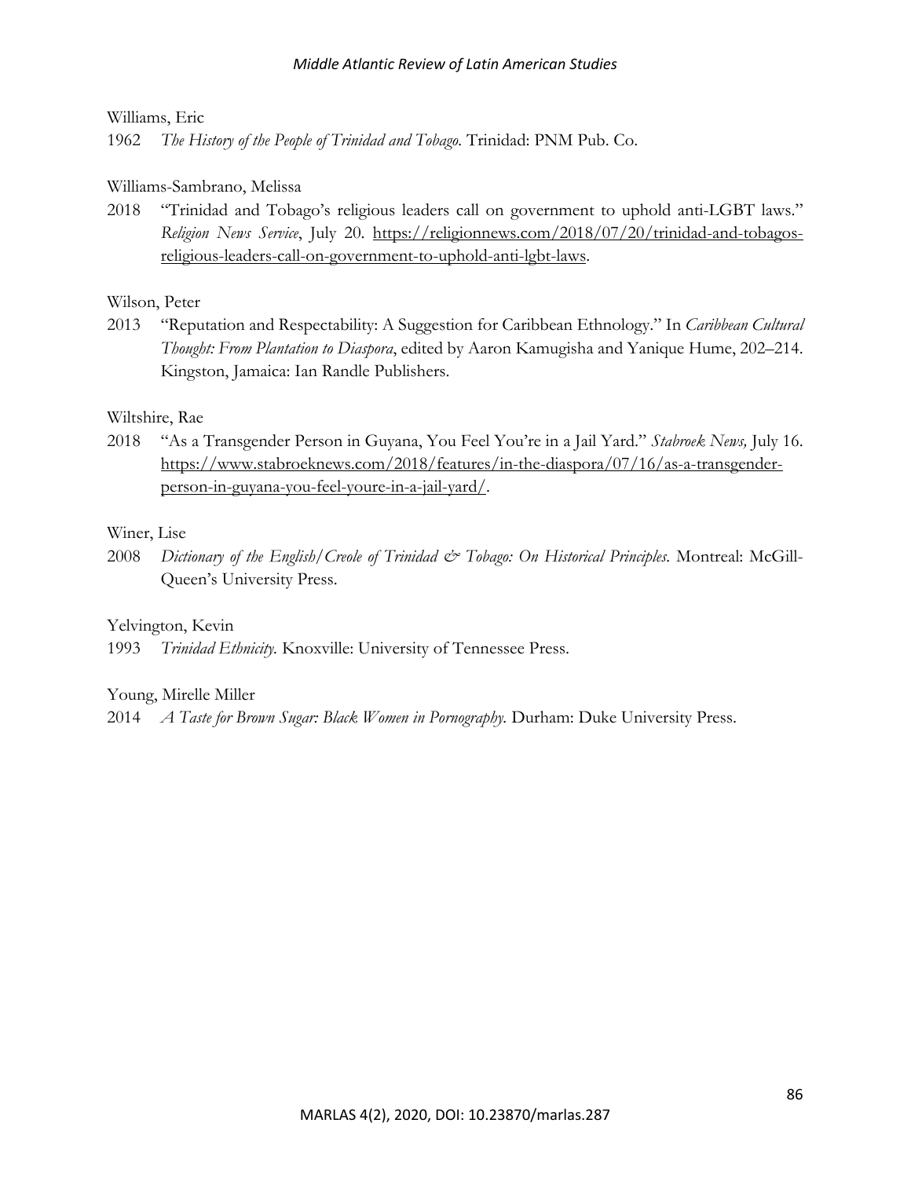Williams, Eric

1962 *The History of the People of Trinidad and Tobago.* Trinidad: PNM Pub. Co.

Williams-Sambrano, Melissa

2018 "Trinidad and Tobago's religious leaders call on government to uphold anti-LGBT laws." *Religion News Service*, July 20. https://religionnews.com/2018/07/20/trinidad-and-tobagos-religious-leaders-call-on-government-to-uphold-anti-lgbt-laws.

Wilson, Peter

2013 "Reputation and Respectability: A Suggestion for Caribbean Ethnology." In *Caribbean Cultural Thought: From Plantation to Diaspora*, edited by Aaron Kamugisha and Yanique Hume, 202–214. Kingston, Jamaica: Ian Randle Publishers.

Wiltshire, Rae

2018 "As a Transgender Person in Guyana, You Feel You're in a Jail Yard." *Stabroek News,* July 16. https://www.stabroeknews.com/2018/features/in-the-diaspora/07/16/as-a-transgender-person-in-guyana-you-feel-youre-in-a-jail-yard/.

Winer, Lise

2008 *Dictionary of the English/Creole of Trinidad & Tobago: On Historical Principles.* Montreal: McGill-Queen's University Press.

Yelvington, Kevin

1993 *Trinidad Ethnicity.* Knoxville: University of Tennessee Press.

Young, Mirelle Miller

2014 *A Taste for Brown Sugar: Black Women in Pornography.* Durham: Duke University Press.